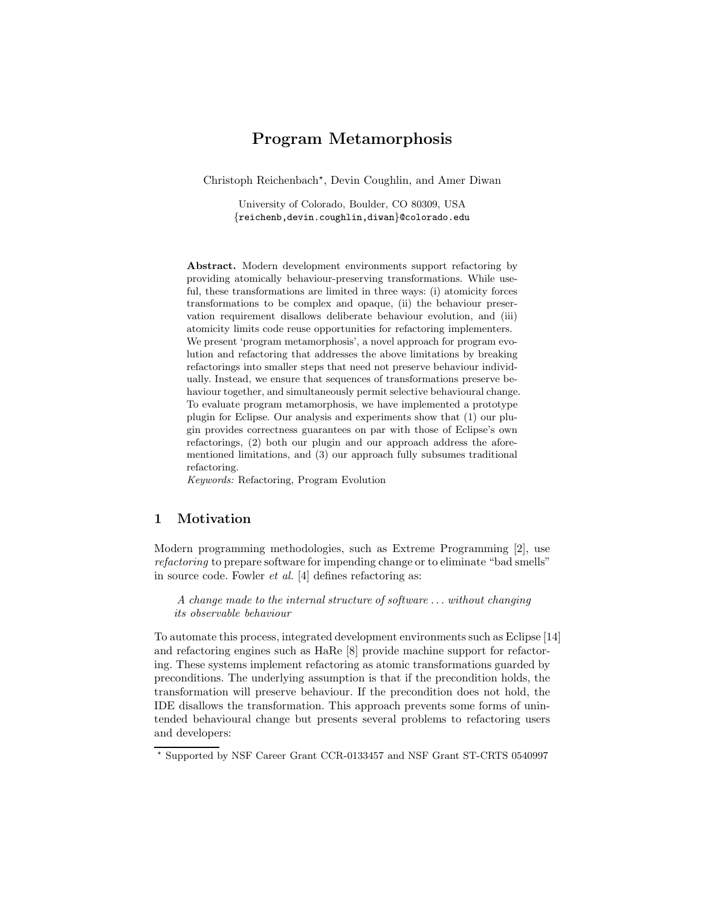# Program Metamorphosis

Christoph Reichenbach*, Devin Coughlin, and Amer Diwan

University of Colorado, Boulder, CO 80309, USA
{reichenb,devin.coughlin,diwan}@colorado.edu

**Abstract.** Modern development environments support refactoring by providing atomically behaviour-preserving transformations. While useful, these transformations are limited in three ways: (i) atomicity forces transformations to be complex and opaque, (ii) the behaviour preservation requirement disallows deliberate behaviour evolution, and (iii) atomicity limits code reuse opportunities for refactoring implementers. We present 'program metamorphosis', a novel approach for program evolution and refactoring that addresses the above limitations by breaking refactorings into smaller steps that need not preserve behaviour individually. Instead, we ensure that sequences of transformations preserve behaviour together, and simultaneously permit selective behavioural change. To evaluate program metamorphosis, we have implemented a prototype plugin for Eclipse. Our analysis and experiments show that (1) our plugin provides correctness guarantees on par with those of Eclipse's own refactorings, (2) both our plugin and our approach address the aforementioned limitations, and (3) our approach fully subsumes traditional refactoring.

*Keywords:* Refactoring, Program Evolution

## 1 Motivation

Modern programming methodologies, such as Extreme Programming [2], use *refactoring* to prepare software for impending change or to eliminate "bad smells" in source code. Fowler *et al.* [4] defines refactoring as:

> *A change made to the internal structure of software ... without changing its observable behaviour*

To automate this process, integrated development environments such as Eclipse [14] and refactoring engines such as HaRe [8] provide machine support for refactoring. These systems implement refactoring as atomic transformations guarded by preconditions. The underlying assumption is that if the precondition holds, the transformation will preserve behaviour. If the precondition does not hold, the IDE disallows the transformation. This approach prevents some forms of unintended behavioural change but presents several problems to refactoring users and developers:

* Supported by NSF Career Grant CCR-0133457 and NSF Grant ST-CRTS 0540997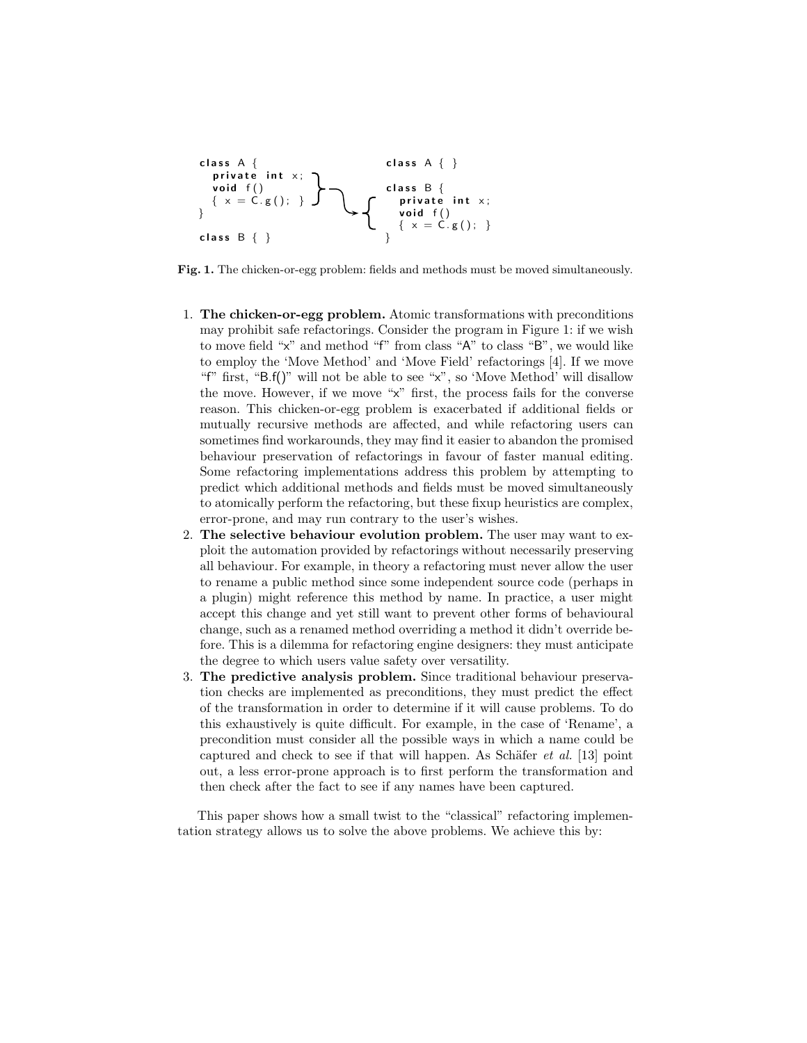```
class A {                          class A { }
  private int x;
  void f()                         class B {
  { x = C.g(); }                     private int x;
}                                    void f()
                                     { x = C.g(); }
class B { }                        }
```

**Fig. 1.** The chicken-or-egg problem: fields and methods must be moved simultaneously.

1. **The chicken-or-egg problem.** Atomic transformations with preconditions may prohibit safe refactorings. Consider the program in Figure 1: if we wish to move field "x" and method "f" from class "A" to class "B", we would like to employ the 'Move Method' and 'Move Field' refactorings [4]. If we move "f" first, "B.f()" will not be able to see "x", so 'Move Method' will disallow the move. However, if we move "x" first, the process fails for the converse reason. This chicken-or-egg problem is exacerbated if additional fields or mutually recursive methods are affected, and while refactoring users can sometimes find workarounds, they may find it easier to abandon the promised behaviour preservation of refactorings in favour of faster manual editing. Some refactoring implementations address this problem by attempting to predict which additional methods and fields must be moved simultaneously to atomically perform the refactoring, but these fixup heuristics are complex, error-prone, and may run contrary to the user's wishes.
2. **The selective behaviour evolution problem.** The user may want to exploit the automation provided by refactorings without necessarily preserving all behaviour. For example, in theory a refactoring must never allow the user to rename a public method since some independent source code (perhaps in a plugin) might reference this method by name. In practice, a user might accept this change and yet still want to prevent other forms of behavioural change, such as a renamed method overriding a method it didn't override before. This is a dilemma for refactoring engine designers: they must anticipate the degree to which users value safety over versatility.
3. **The predictive analysis problem.** Since traditional behaviour preservation checks are implemented as preconditions, they must predict the effect of the transformation in order to determine if it will cause problems. To do this exhaustively is quite difficult. For example, in the case of 'Rename', a precondition must consider all the possible ways in which a name could be captured and check to see if that will happen. As Schäfer *et al.* [13] point out, a less error-prone approach is to first perform the transformation and then check after the fact to see if any names have been captured.

This paper shows how a small twist to the "classical" refactoring implementation strategy allows us to solve the above problems. We achieve this by: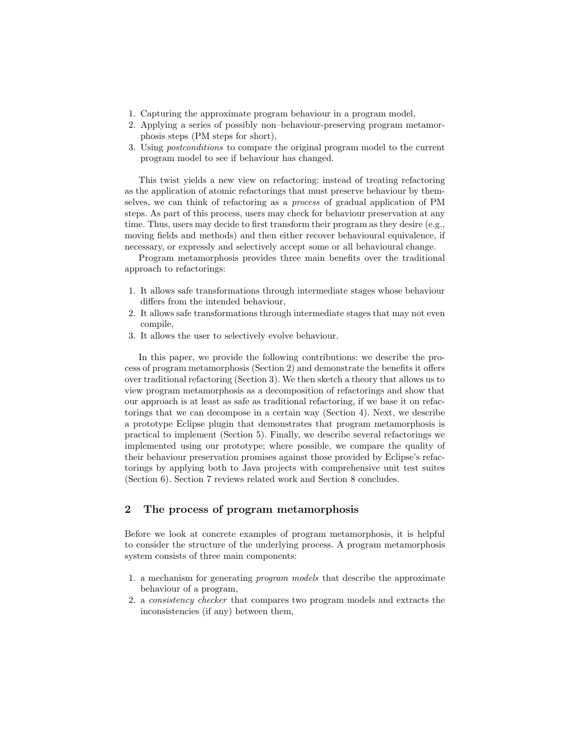1. Capturing the approximate program behaviour in a program model,
2. Applying a series of possibly non–behaviour-preserving program metamorphosis steps (PM steps for short),
3. Using *postconditions* to compare the original program model to the current program model to see if behaviour has changed.

This twist yields a new view on refactoring: instead of treating refactoring as the application of atomic refactorings that must preserve behaviour by themselves, we can think of refactoring as a *process* of gradual application of PM steps. As part of this process, users may check for behaviour preservation at any time. Thus, users may decide to first transform their program as they desire (e.g., moving fields and methods) and then either recover behavioural equivalence, if necessary, or expressly and selectively accept some or all behavioural change.

Program metamorphosis provides three main benefits over the traditional approach to refactorings:

1. It allows safe transformations through intermediate stages whose behaviour differs from the intended behaviour,
2. It allows safe transformations through intermediate stages that may not even compile,
3. It allows the user to selectively evolve behaviour.

In this paper, we provide the following contributions: we describe the process of program metamorphosis (Section 2) and demonstrate the benefits it offers over traditional refactoring (Section 3). We then sketch a theory that allows us to view program metamorphosis as a decomposition of refactorings and show that our approach is at least as safe as traditional refactoring, if we base it on refactorings that we can decompose in a certain way (Section 4). Next, we describe a prototype Eclipse plugin that demonstrates that program metamorphosis is practical to implement (Section 5). Finally, we describe several refactorings we implemented using our prototype; where possible, we compare the quality of their behaviour preservation promises against those provided by Eclipse's refactorings by applying both to Java projects with comprehensive unit test suites (Section 6). Section 7 reviews related work and Section 8 concludes.

## 2 The process of program metamorphosis

Before we look at concrete examples of program metamorphosis, it is helpful to consider the structure of the underlying process. A program metamorphosis system consists of three main components:

1. a mechanism for generating *program models* that describe the approximate behaviour of a program,
2. a *consistency checker* that compares two program models and extracts the inconsistencies (if any) between them,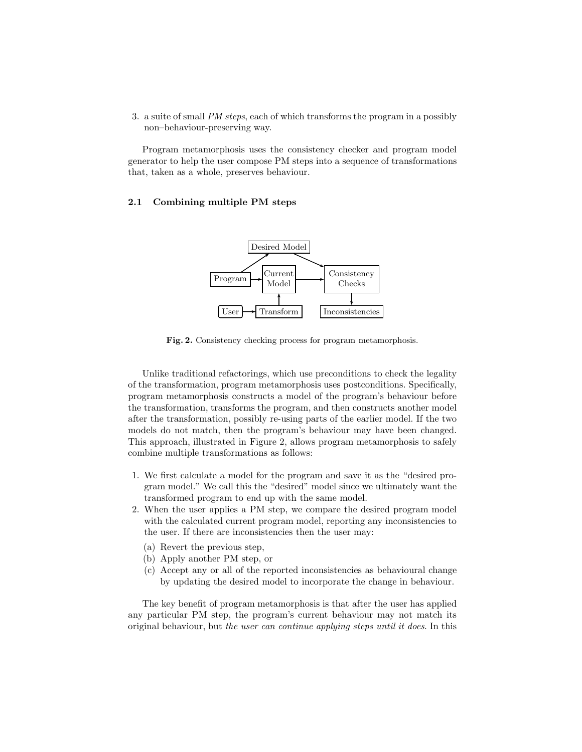3. a suite of small *PM steps*, each of which transforms the program in a possibly non–behaviour-preserving way.

Program metamorphosis uses the consistency checker and program model generator to help the user compose PM steps into a sequence of transformations that, taken as a whole, preserves behaviour.

### 2.1 Combining multiple PM steps

**Fig. 2.** Consistency checking process for program metamorphosis.

Unlike traditional refactorings, which use preconditions to check the legality of the transformation, program metamorphosis uses postconditions. Specifically, program metamorphosis constructs a model of the program's behaviour before the transformation, transforms the program, and then constructs another model after the transformation, possibly re-using parts of the earlier model. If the two models do not match, then the program's behaviour may have been changed. This approach, illustrated in Figure 2, allows program metamorphosis to safely combine multiple transformations as follows:

1. We first calculate a model for the program and save it as the "desired program model." We call this the "desired" model since we ultimately want the transformed program to end up with the same model.
2. When the user applies a PM step, we compare the desired program model with the calculated current program model, reporting any inconsistencies to the user. If there are inconsistencies then the user may:
   (a) Revert the previous step,
   (b) Apply another PM step, or
   (c) Accept any or all of the reported inconsistencies as behavioural change by updating the desired model to incorporate the change in behaviour.

The key benefit of program metamorphosis is that after the user has applied any particular PM step, the program's current behaviour may not match its original behaviour, but *the user can continue applying steps until it does*. In this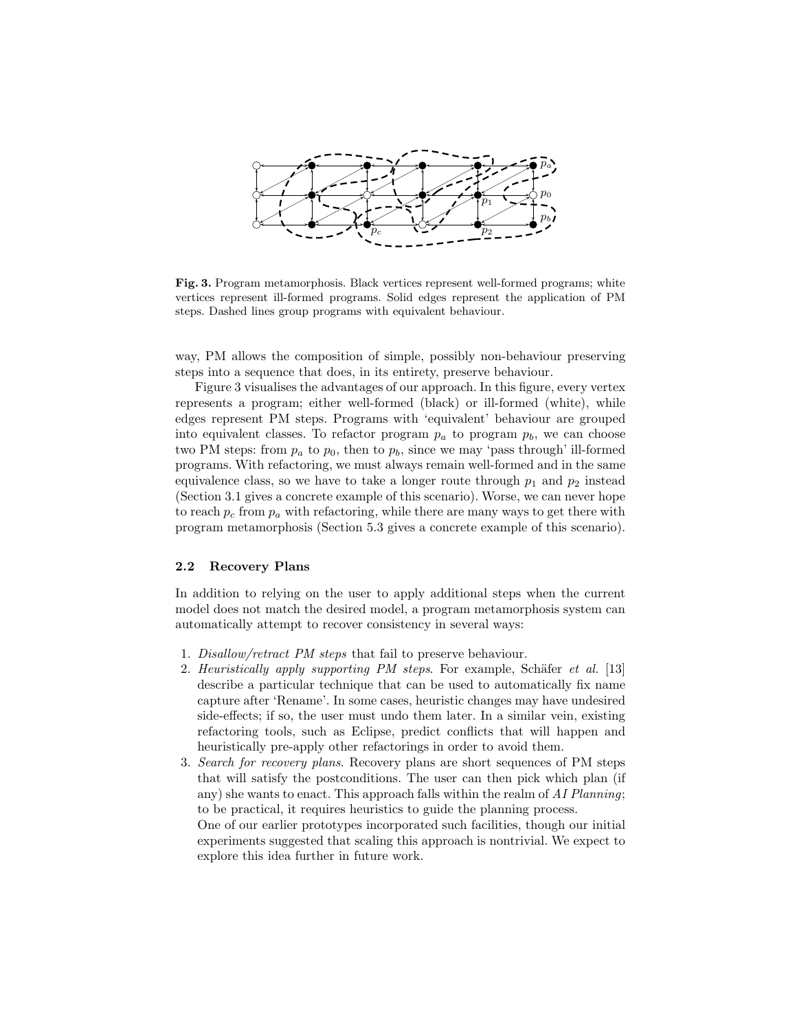**Fig. 3.** Program metamorphosis. Black vertices represent well-formed programs; white vertices represent ill-formed programs. Solid edges represent the application of PM steps. Dashed lines group programs with equivalent behaviour.

way, PM allows the composition of simple, possibly non-behaviour preserving steps into a sequence that does, in its entirety, preserve behaviour.

Figure 3 visualises the advantages of our approach. In this figure, every vertex represents a program; either well-formed (black) or ill-formed (white), while edges represent PM steps. Programs with 'equivalent' behaviour are grouped into equivalent classes. To refactor program $p_a$ to program $p_b$, we can choose two PM steps: from $p_a$ to $p_0$, then to $p_b$, since we may 'pass through' ill-formed programs. With refactoring, we must always remain well-formed and in the same equivalence class, so we have to take a longer route through $p_1$ and $p_2$ instead (Section 3.1 gives a concrete example of this scenario). Worse, we can never hope to reach $p_c$ from $p_a$ with refactoring, while there are many ways to get there with program metamorphosis (Section 5.3 gives a concrete example of this scenario).

### 2.2 Recovery Plans

In addition to relying on the user to apply additional steps when the current model does not match the desired model, a program metamorphosis system can automatically attempt to recover consistency in several ways:

1. *Disallow/retract PM steps* that fail to preserve behaviour.
2. *Heuristically apply supporting PM steps*. For example, Schäfer *et al.* [13] describe a particular technique that can be used to automatically fix name capture after 'Rename'. In some cases, heuristic changes may have undesired side-effects; if so, the user must undo them later. In a similar vein, existing refactoring tools, such as Eclipse, predict conflicts that will happen and heuristically pre-apply other refactorings in order to avoid them.
3. *Search for recovery plans*. Recovery plans are short sequences of PM steps that will satisfy the postconditions. The user can then pick which plan (if any) she wants to enact. This approach falls within the realm of *AI Planning*; to be practical, it requires heuristics to guide the planning process.
   One of our earlier prototypes incorporated such facilities, though our initial experiments suggested that scaling this approach is nontrivial. We expect to explore this idea further in future work.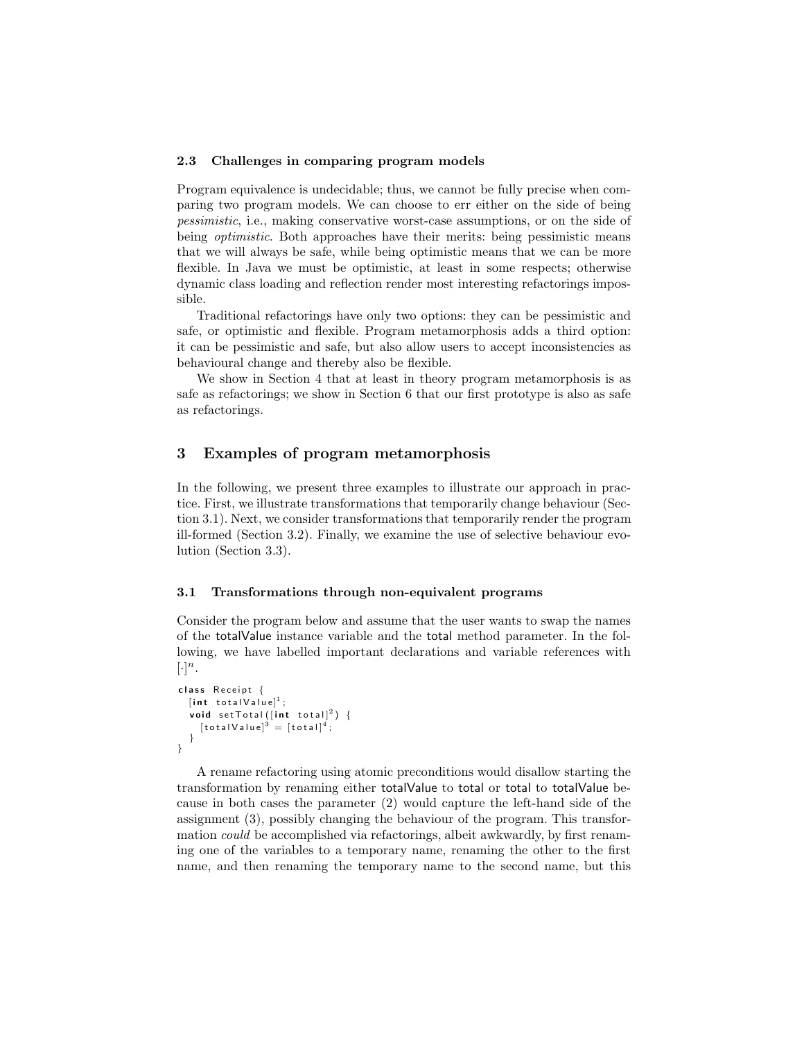### 2.3 Challenges in comparing program models

Program equivalence is undecidable; thus, we cannot be fully precise when comparing two program models. We can choose to err either on the side of being *pessimistic*, i.e., making conservative worst-case assumptions, or on the side of being *optimistic*. Both approaches have their merits: being pessimistic means that we will always be safe, while being optimistic means that we can be more flexible. In Java we must be optimistic, at least in some respects; otherwise dynamic class loading and reflection render most interesting refactorings impossible.

Traditional refactorings have only two options: they can be pessimistic and safe, or optimistic and flexible. Program metamorphosis adds a third option: it can be pessimistic and safe, but also allow users to accept inconsistencies as behavioural change and thereby also be flexible.

We show in Section 4 that at least in theory program metamorphosis is as safe as refactorings; we show in Section 6 that our first prototype is also as safe as refactorings.

## 3 Examples of program metamorphosis

In the following, we present three examples to illustrate our approach in practice. First, we illustrate transformations that temporarily change behaviour (Section 3.1). Next, we consider transformations that temporarily render the program ill-formed (Section 3.2). Finally, we examine the use of selective behaviour evolution (Section 3.3).

### 3.1 Transformations through non-equivalent programs

Consider the program below and assume that the user wants to swap the names of the totalValue instance variable and the total method parameter. In the following, we have labelled important declarations and variable references with $[\cdot]^n$.

```
class Receipt {
  [int totalValue]^1;
  void setTotal([int total]^2) {
    [totalValue]^3 = [total]^4;
  }
}
```

A rename refactoring using atomic preconditions would disallow starting the transformation by renaming either totalValue to total or total to totalValue because in both cases the parameter (2) would capture the left-hand side of the assignment (3), possibly changing the behaviour of the program. This transformation *could* be accomplished via refactorings, albeit awkwardly, by first renaming one of the variables to a temporary name, renaming the other to the first name, and then renaming the temporary name to the second name, but this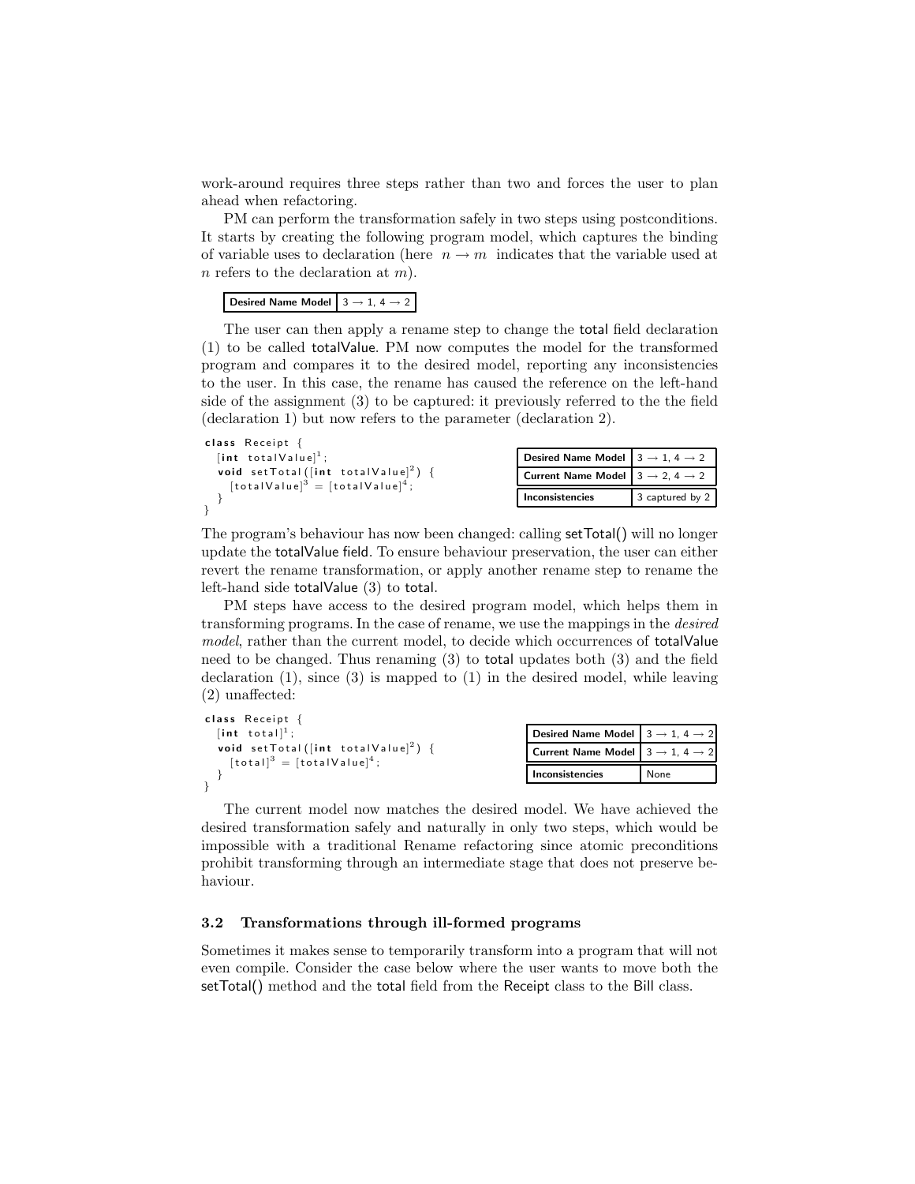work-around requires three steps rather than two and forces the user to plan ahead when refactoring.

PM can perform the transformation safely in two steps using postconditions. It starts by creating the following program model, which captures the binding of variable uses to declaration (here $n \to m$ indicates that the variable used at $n$ refers to the declaration at $m$).

| Desired Name Model | 3 → 1, 4 → 2 |
|---|---|

The user can then apply a rename step to change the total field declaration (1) to be called totalValue. PM now computes the model for the transformed program and compares it to the desired model, reporting any inconsistencies to the user. In this case, the rename has caused the reference on the left-hand side of the assignment (3) to be captured: it previously referred to the the field (declaration 1) but now refers to the parameter (declaration 2).

```
class Receipt {
  [int totalValue]^1;
  void setTotal([int totalValue]^2) {
    [totalValue]^3 = [totalValue]^4;
  }
}
```

| Desired Name Model | 3 → 1, 4 → 2 |
|---|---|
| Current Name Model | 3 → 2, 4 → 2 |
| Inconsistencies | 3 captured by 2 |

The program's behaviour has now been changed: calling setTotal() will no longer update the totalValue field. To ensure behaviour preservation, the user can either revert the rename transformation, or apply another rename step to rename the left-hand side totalValue (3) to total.

PM steps have access to the desired program model, which helps them in transforming programs. In the case of rename, we use the mappings in the *desired model*, rather than the current model, to decide which occurrences of totalValue need to be changed. Thus renaming (3) to total updates both (3) and the field declaration (1), since (3) is mapped to (1) in the desired model, while leaving (2) unaffected:

```
class Receipt {
  [int total]^1;
  void setTotal([int totalValue]^2) {
    [total]^3 = [totalValue]^4;
  }
}
```

| Desired Name Model | 3 → 1, 4 → 2 |
|---|---|
| Current Name Model | 3 → 1, 4 → 2 |
| Inconsistencies | None |

The current model now matches the desired model. We have achieved the desired transformation safely and naturally in only two steps, which would be impossible with a traditional Rename refactoring since atomic preconditions prohibit transforming through an intermediate stage that does not preserve behaviour.

### 3.2 Transformations through ill-formed programs

Sometimes it makes sense to temporarily transform into a program that will not even compile. Consider the case below where the user wants to move both the setTotal() method and the total field from the Receipt class to the Bill class.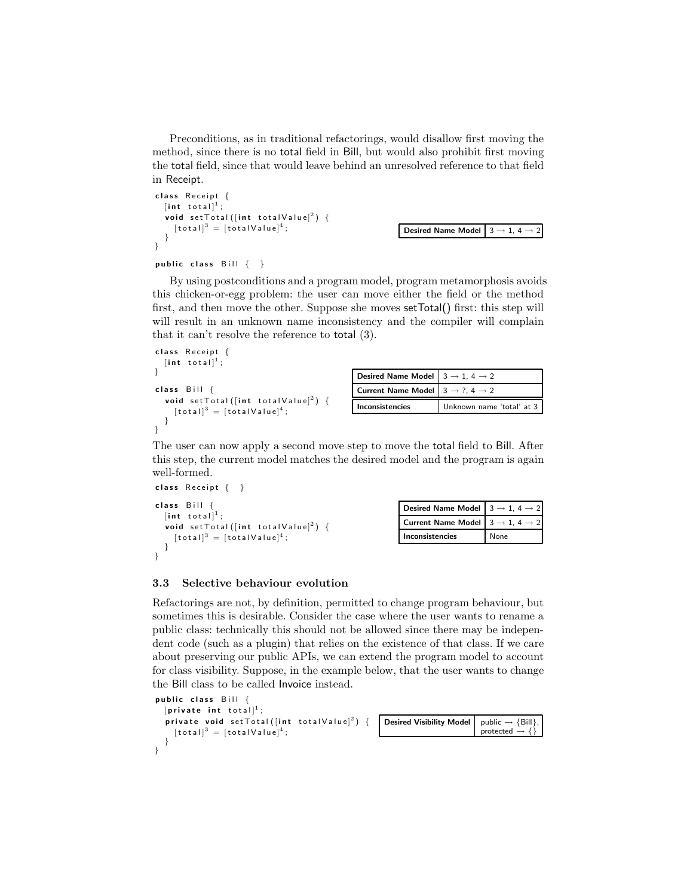Preconditions, as in traditional refactorings, would disallow first moving the method, since there is no total field in Bill, but would also prohibit first moving the total field, since that would leave behind an unresolved reference to that field in Receipt.

```
class Receipt {
  [int total]^1;
  void setTotal([int totalValue]^2) {
    [total]^3 = [totalValue]^4;
  }
}

public class Bill {  }
```

| Desired Name Model | 3 → 1, 4 → 2 |
|---|---|

By using postconditions and a program model, program metamorphosis avoids this chicken-or-egg problem: the user can move either the field or the method first, and then move the other. Suppose she moves setTotal() first: this step will will result in an unknown name inconsistency and the compiler will complain that it can't resolve the reference to total (3).

```
class Receipt {
  [int total]^1;
}

class Bill {
  void setTotal([int totalValue]^2) {
    [total]^3 = [totalValue]^4;
  }
}
```

| Desired Name Model | 3 → 1, 4 → 2 |
|---|---|
| Current Name Model | 3 → ?, 4 → 2 |
| Inconsistencies | Unknown name 'total' at 3 |

The user can now apply a second move step to move the total field to Bill. After this step, the current model matches the desired model and the program is again well-formed.

```
class Receipt {  }

class Bill {
  [int total]^1;
  void setTotal([int totalValue]^2) {
    [total]^3 = [totalValue]^4;
  }
}
```

| Desired Name Model | 3 → 1, 4 → 2 |
|---|---|
| Current Name Model | 3 → 1, 4 → 2 |
| Inconsistencies | None |

### 3.3 Selective behaviour evolution

Refactorings are not, by definition, permitted to change program behaviour, but sometimes this is desirable. Consider the case where the user wants to rename a public class: technically this should not be allowed since there may be independent code (such as a plugin) that relies on the existence of that class. If we care about preserving our public APIs, we can extend the program model to account for class visibility. Suppose, in the example below, that the user wants to change the Bill class to be called Invoice instead.

```
public class Bill {
  [private int total]^1;
  private void setTotal([int totalValue]^2) {
    [total]^3 = [totalValue]^4;
  }
}
```

| Desired Visibility Model | public → {Bill}, protected → {} |
|---|---|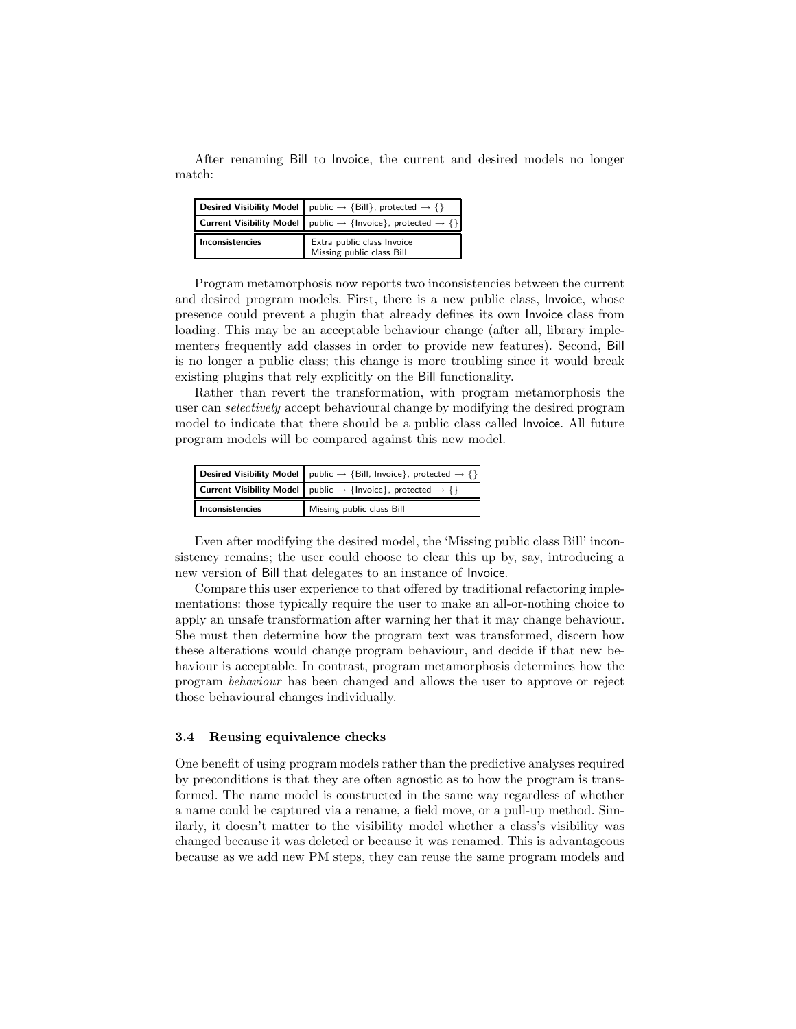After renaming Bill to Invoice, the current and desired models no longer match:

| | |
|---|---|
| **Desired Visibility Model** | public $\rightarrow$ {Bill}, protected $\rightarrow$ {} |
| **Current Visibility Model** | public $\rightarrow$ {Invoice}, protected $\rightarrow$ {} |
| **Inconsistencies** | Extra public class Invoice<br>Missing public class Bill |

Program metamorphosis now reports two inconsistencies between the current and desired program models. First, there is a new public class, Invoice, whose presence could prevent a plugin that already defines its own Invoice class from loading. This may be an acceptable behaviour change (after all, library implementers frequently add classes in order to provide new features). Second, Bill is no longer a public class; this change is more troubling since it would break existing plugins that rely explicitly on the Bill functionality.

Rather than revert the transformation, with program metamorphosis the user can *selectively* accept behavioural change by modifying the desired program model to indicate that there should be a public class called Invoice. All future program models will be compared against this new model.

| | |
|---|---|
| **Desired Visibility Model** | public $\rightarrow$ {Bill, Invoice}, protected $\rightarrow$ {} |
| **Current Visibility Model** | public $\rightarrow$ {Invoice}, protected $\rightarrow$ {} |
| **Inconsistencies** | Missing public class Bill |

Even after modifying the desired model, the 'Missing public class Bill' inconsistency remains; the user could choose to clear this up by, say, introducing a new version of Bill that delegates to an instance of Invoice.

Compare this user experience to that offered by traditional refactoring implementations: those typically require the user to make an all-or-nothing choice to apply an unsafe transformation after warning her that it may change behaviour. She must then determine how the program text was transformed, discern how these alterations would change program behaviour, and decide if that new behaviour is acceptable. In contrast, program metamorphosis determines how the program *behaviour* has been changed and allows the user to approve or reject those behavioural changes individually.

### 3.4 Reusing equivalence checks

One benefit of using program models rather than the predictive analyses required by preconditions is that they are often agnostic as to how the program is transformed. The name model is constructed in the same way regardless of whether a name could be captured via a rename, a field move, or a pull-up method. Similarly, it doesn't matter to the visibility model whether a class's visibility was changed because it was deleted or because it was renamed. This is advantageous because as we add new PM steps, they can reuse the same program models and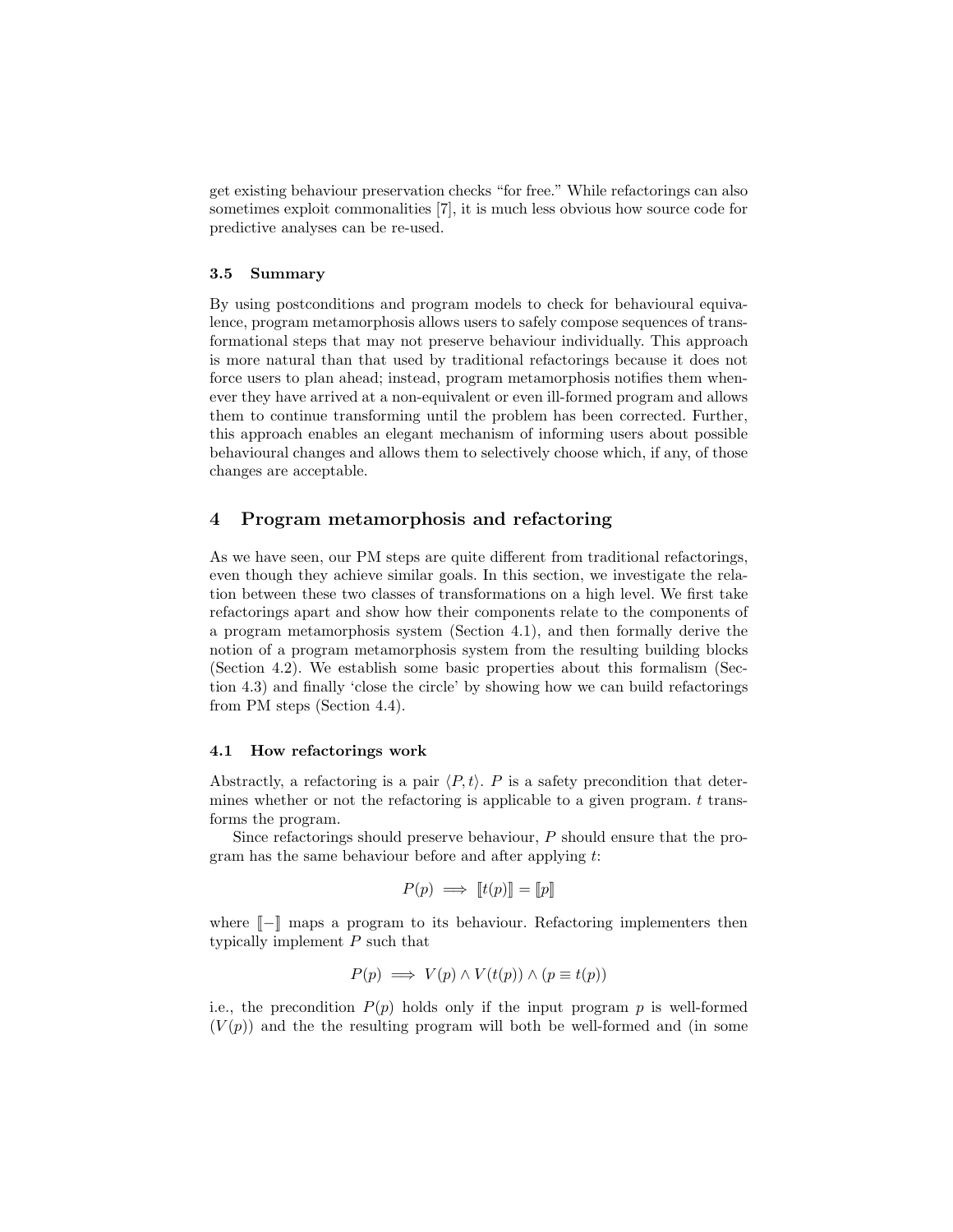get existing behaviour preservation checks "for free." While refactorings can also sometimes exploit commonalities [7], it is much less obvious how source code for predictive analyses can be re-used.

### 3.5 Summary

By using postconditions and program models to check for behavioural equivalence, program metamorphosis allows users to safely compose sequences of transformational steps that may not preserve behaviour individually. This approach is more natural than that used by traditional refactorings because it does not force users to plan ahead; instead, program metamorphosis notifies them whenever they have arrived at a non-equivalent or even ill-formed program and allows them to continue transforming until the problem has been corrected. Further, this approach enables an elegant mechanism of informing users about possible behavioural changes and allows them to selectively choose which, if any, of those changes are acceptable.

## 4 Program metamorphosis and refactoring

As we have seen, our PM steps are quite different from traditional refactorings, even though they achieve similar goals. In this section, we investigate the relation between these two classes of transformations on a high level. We first take refactorings apart and show how their components relate to the components of a program metamorphosis system (Section 4.1), and then formally derive the notion of a program metamorphosis system from the resulting building blocks (Section 4.2). We establish some basic properties about this formalism (Section 4.3) and finally 'close the circle' by showing how we can build refactorings from PM steps (Section 4.4).

### 4.1 How refactorings work

Abstractly, a refactoring is a pair $\langle P, t \rangle$. $P$ is a safety precondition that determines whether or not the refactoring is applicable to a given program. $t$ transforms the program.

Since refactorings should preserve behaviour, $P$ should ensure that the program has the same behaviour before and after applying $t$:

$$P(p) \implies [\![t(p)]\!] = [\![p]\!]$$

where $[\![-]\!]$ maps a program to its behaviour. Refactoring implementers then typically implement $P$ such that

$$P(p) \implies V(p) \wedge V(t(p)) \wedge (p \equiv t(p))$$

i.e., the precondition $P(p)$ holds only if the input program $p$ is well-formed ($V(p)$) and the the resulting program will both be well-formed and (in some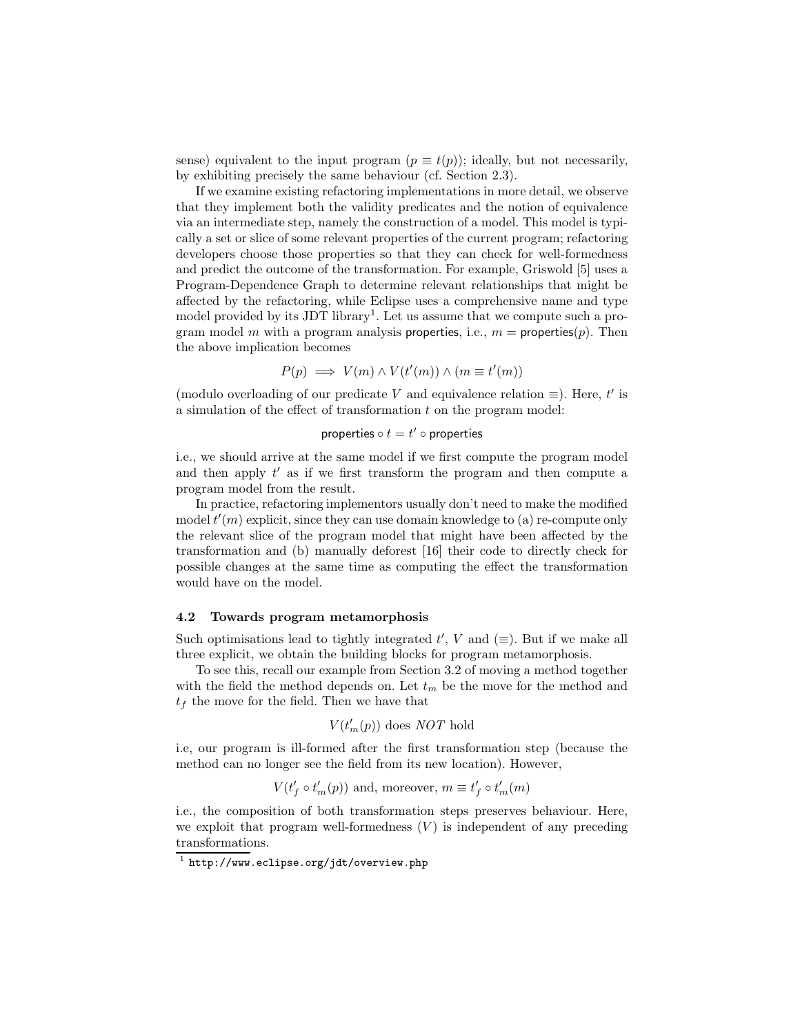sense) equivalent to the input program ($p \equiv t(p)$); ideally, but not necessarily, by exhibiting precisely the same behaviour (cf. Section 2.3).

If we examine existing refactoring implementations in more detail, we observe that they implement both the validity predicates and the notion of equivalence via an intermediate step, namely the construction of a model. This model is typically a set or slice of some relevant properties of the current program; refactoring developers choose those properties so that they can check for well-formedness and predict the outcome of the transformation. For example, Griswold [5] uses a Program-Dependence Graph to determine relevant relationships that might be affected by the refactoring, while Eclipse uses a comprehensive name and type model provided by its JDT library[1]. Let us assume that we compute such a program model $m$ with a program analysis $\mathsf{properties}$, i.e., $m = \mathsf{properties}(p)$. Then the above implication becomes

$$P(p) \implies V(m) \wedge V(t'(m)) \wedge (m \equiv t'(m))$$

(modulo overloading of our predicate $V$ and equivalence relation $\equiv$). Here, $t'$ is a simulation of the effect of transformation $t$ on the program model:

$$\mathsf{properties} \circ t = t' \circ \mathsf{properties}$$

i.e., we should arrive at the same model if we first compute the program model and then apply $t'$ as if we first transform the program and then compute a program model from the result.

In practice, refactoring implementors usually don't need to make the modified model $t'(m)$ explicit, since they can use domain knowledge to (a) re-compute only the relevant slice of the program model that might have been affected by the transformation and (b) manually deforest [16] their code to directly check for possible changes at the same time as computing the effect the transformation would have on the model.

### 4.2 Towards program metamorphosis

Such optimisations lead to tightly integrated $t'$, $V$ and $(\equiv)$. But if we make all three explicit, we obtain the building blocks for program metamorphosis.

To see this, recall our example from Section 3.2 of moving a method together with the field the method depends on. Let $t_m$ be the move for the method and $t_f$ the move for the field. Then we have that

$$V(t'_m(p)) \text{ does } \mathit{NOT} \text{ hold}$$

i.e, our program is ill-formed after the first transformation step (because the method can no longer see the field from its new location). However,

$$V(t'_f \circ t'_m(p)) \text{ and, moreover, } m \equiv t'_f \circ t'_m(m)$$

i.e., the composition of both transformation steps preserves behaviour. Here, we exploit that program well-formedness ($V$) is independent of any preceding transformations.

[1] http://www.eclipse.org/jdt/overview.php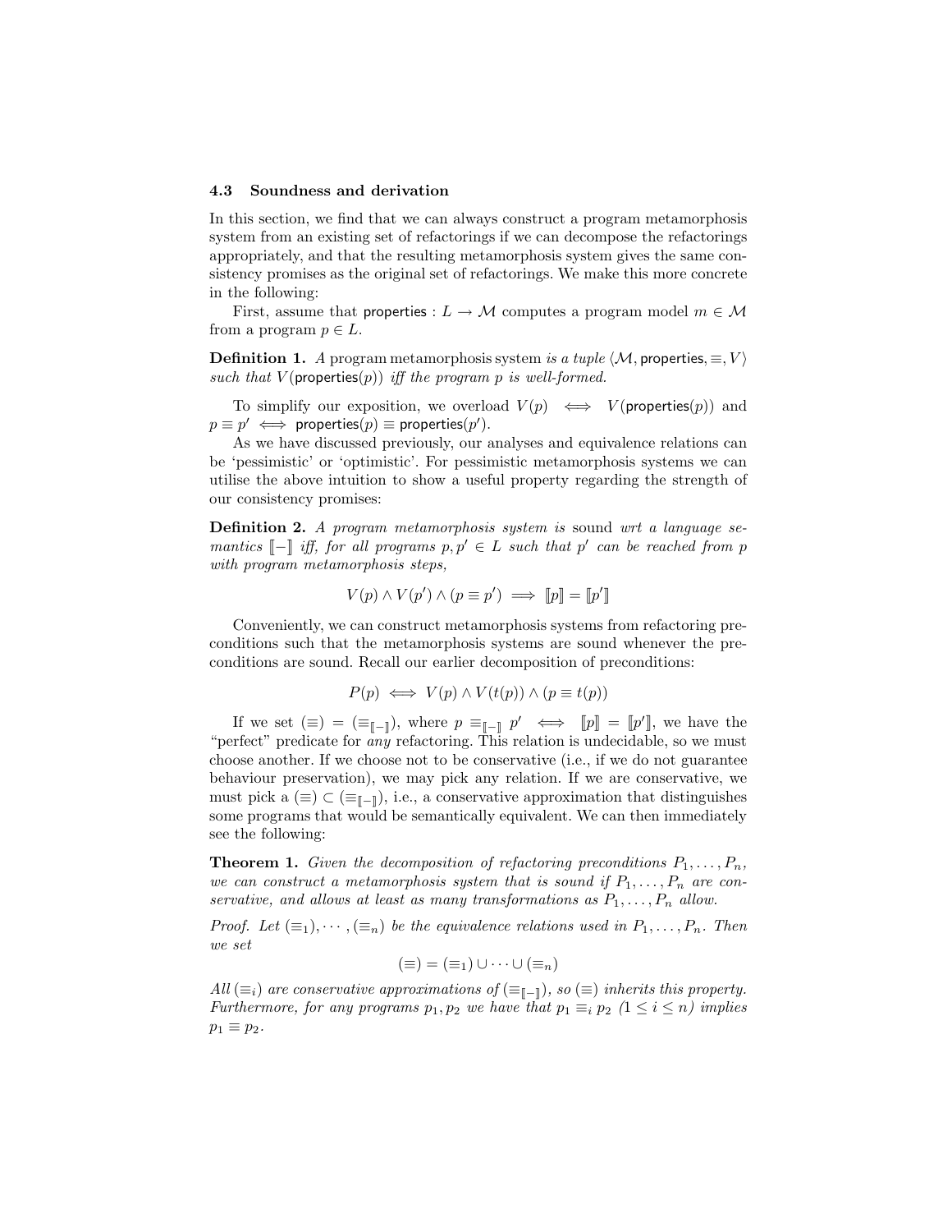### 4.3 Soundness and derivation

In this section, we find that we can always construct a program metamorphosis system from an existing set of refactorings if we can decompose the refactorings appropriately, and that the resulting metamorphosis system gives the same consistency promises as the original set of refactorings. We make this more concrete in the following:

First, assume that $\mathsf{properties} : L \to \mathcal{M}$ computes a program model $m \in \mathcal{M}$ from a program $p \in L$.

**Definition 1.** *A* program metamorphosis system *is a tuple* $\langle \mathcal{M}, \mathsf{properties}, \equiv, V \rangle$ *such that* $V(\mathsf{properties}(p))$ *iff the program* $p$ *is well-formed.*

To simplify our exposition, we overload $V(p) \iff V(\mathsf{properties}(p))$ and $p \equiv p' \iff \mathsf{properties}(p) \equiv \mathsf{properties}(p')$.

As we have discussed previously, our analyses and equivalence relations can be 'pessimistic' or 'optimistic'. For pessimistic metamorphosis systems we can utilise the above intuition to show a useful property regarding the strength of our consistency promises:

**Definition 2.** *A program metamorphosis system is* sound *wrt a language semantics* $[\![-]\!]$ *iff, for all programs* $p, p' \in L$ *such that* $p'$ *can be reached from* $p$ *with program metamorphosis steps,*

$$V(p) \wedge V(p') \wedge (p \equiv p') \implies [\![p]\!] = [\![p']\!]$$

Conveniently, we can construct metamorphosis systems from refactoring preconditions such that the metamorphosis systems are sound whenever the preconditions are sound. Recall our earlier decomposition of preconditions:

$$P(p) \iff V(p) \wedge V(t(p)) \wedge (p \equiv t(p))$$

If we set $(\equiv) = (\equiv_{[\![-]\!]})$, where $p \equiv_{[\![-]\!]} p' \iff [\![p]\!] = [\![p']\!]$, we have the "perfect" predicate for *any* refactoring. This relation is undecidable, so we must choose another. If we choose not to be conservative (i.e., if we do not guarantee behaviour preservation), we may pick any relation. If we are conservative, we must pick a $(\equiv) \subset (\equiv_{[\![-]\!]})$, i.e., a conservative approximation that distinguishes some programs that would be semantically equivalent. We can then immediately see the following:

**Theorem 1.** *Given the decomposition of refactoring preconditions* $P_1, \ldots, P_n$*, we can construct a metamorphosis system that is sound if* $P_1, \ldots, P_n$ *are conservative, and allows at least as many transformations as* $P_1, \ldots, P_n$ *allow.*

*Proof.* *Let* $(\equiv_1), \cdots, (\equiv_n)$ *be the equivalence relations used in* $P_1, \ldots, P_n$*. Then we set*

$$(\equiv) = (\equiv_1) \cup \cdots \cup (\equiv_n)$$

*All* $(\equiv_i)$ *are conservative approximations of* $(\equiv_{[\![-]\!]})$*, so* $(\equiv)$ *inherits this property. Furthermore, for any programs* $p_1, p_2$ *we have that* $p_1 \equiv_i p_2$ $(1 \leq i \leq n)$ *implies* $p_1 \equiv p_2$.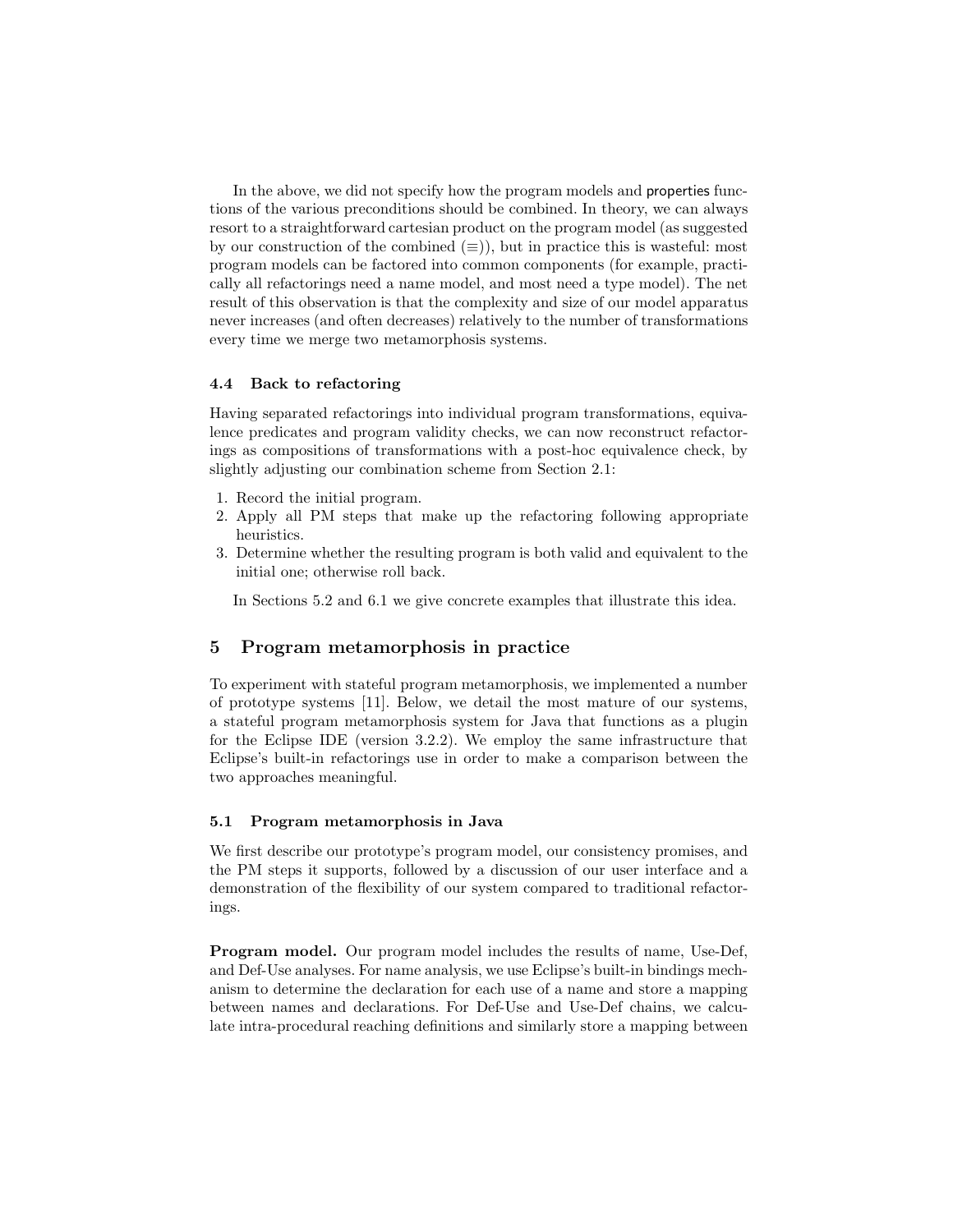In the above, we did not specify how the program models and properties functions of the various preconditions should be combined. In theory, we can always resort to a straightforward cartesian product on the program model (as suggested by our construction of the combined $(\equiv)$), but in practice this is wasteful: most program models can be factored into common components (for example, practically all refactorings need a name model, and most need a type model). The net result of this observation is that the complexity and size of our model apparatus never increases (and often decreases) relatively to the number of transformations every time we merge two metamorphosis systems.

### 4.4 Back to refactoring

Having separated refactorings into individual program transformations, equivalence predicates and program validity checks, we can now reconstruct refactorings as compositions of transformations with a post-hoc equivalence check, by slightly adjusting our combination scheme from Section 2.1:

1. Record the initial program.
2. Apply all PM steps that make up the refactoring following appropriate heuristics.
3. Determine whether the resulting program is both valid and equivalent to the initial one; otherwise roll back.

In Sections 5.2 and 6.1 we give concrete examples that illustrate this idea.

## 5 Program metamorphosis in practice

To experiment with stateful program metamorphosis, we implemented a number of prototype systems [11]. Below, we detail the most mature of our systems, a stateful program metamorphosis system for Java that functions as a plugin for the Eclipse IDE (version 3.2.2). We employ the same infrastructure that Eclipse's built-in refactorings use in order to make a comparison between the two approaches meaningful.

### 5.1 Program metamorphosis in Java

We first describe our prototype's program model, our consistency promises, and the PM steps it supports, followed by a discussion of our user interface and a demonstration of the flexibility of our system compared to traditional refactorings.

**Program model.** Our program model includes the results of name, Use-Def, and Def-Use analyses. For name analysis, we use Eclipse's built-in bindings mechanism to determine the declaration for each use of a name and store a mapping between names and declarations. For Def-Use and Use-Def chains, we calculate intra-procedural reaching definitions and similarly store a mapping between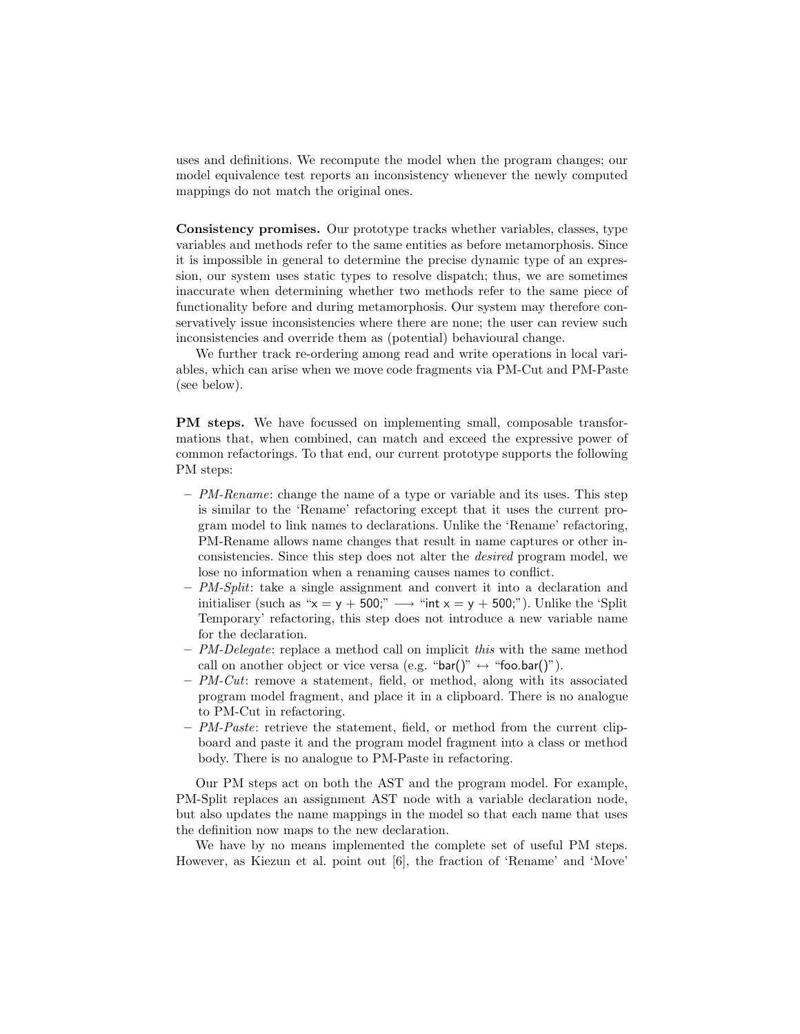uses and definitions. We recompute the model when the program changes; our model equivalence test reports an inconsistency whenever the newly computed mappings do not match the original ones.

**Consistency promises.** Our prototype tracks whether variables, classes, type variables and methods refer to the same entities as before metamorphosis. Since it is impossible in general to determine the precise dynamic type of an expression, our system uses static types to resolve dispatch; thus, we are sometimes inaccurate when determining whether two methods refer to the same piece of functionality before and during metamorphosis. Our system may therefore conservatively issue inconsistencies where there are none; the user can review such inconsistencies and override them as (potential) behavioural change.

We further track re-ordering among read and write operations in local variables, which can arise when we move code fragments via PM-Cut and PM-Paste (see below).

**PM steps.** We have focussed on implementing small, composable transformations that, when combined, can match and exceed the expressive power of common refactorings. To that end, our current prototype supports the following PM steps:

- *PM-Rename*: change the name of a type or variable and its uses. This step is similar to the 'Rename' refactoring except that it uses the current program model to link names to declarations. Unlike the 'Rename' refactoring, PM-Rename allows name changes that result in name captures or other inconsistencies. Since this step does not alter the *desired* program model, we lose no information when a renaming causes names to conflict.
- *PM-Split*: take a single assignment and convert it into a declaration and initialiser (such as "x = y + 500;" ⟶ "int x = y + 500;"). Unlike the 'Split Temporary' refactoring, this step does not introduce a new variable name for the declaration.
- *PM-Delegate*: replace a method call on implicit *this* with the same method call on another object or vice versa (e.g. "bar()" ↔ "foo.bar()").
- *PM-Cut*: remove a statement, field, or method, along with its associated program model fragment, and place it in a clipboard. There is no analogue to PM-Cut in refactoring.
- *PM-Paste*: retrieve the statement, field, or method from the current clipboard and paste it and the program model fragment into a class or method body. There is no analogue to PM-Paste in refactoring.

Our PM steps act on both the AST and the program model. For example, PM-Split replaces an assignment AST node with a variable declaration node, but also updates the name mappings in the model so that each name that uses the definition now maps to the new declaration.

We have by no means implemented the complete set of useful PM steps. However, as Kiezun et al. point out [6], the fraction of 'Rename' and 'Move'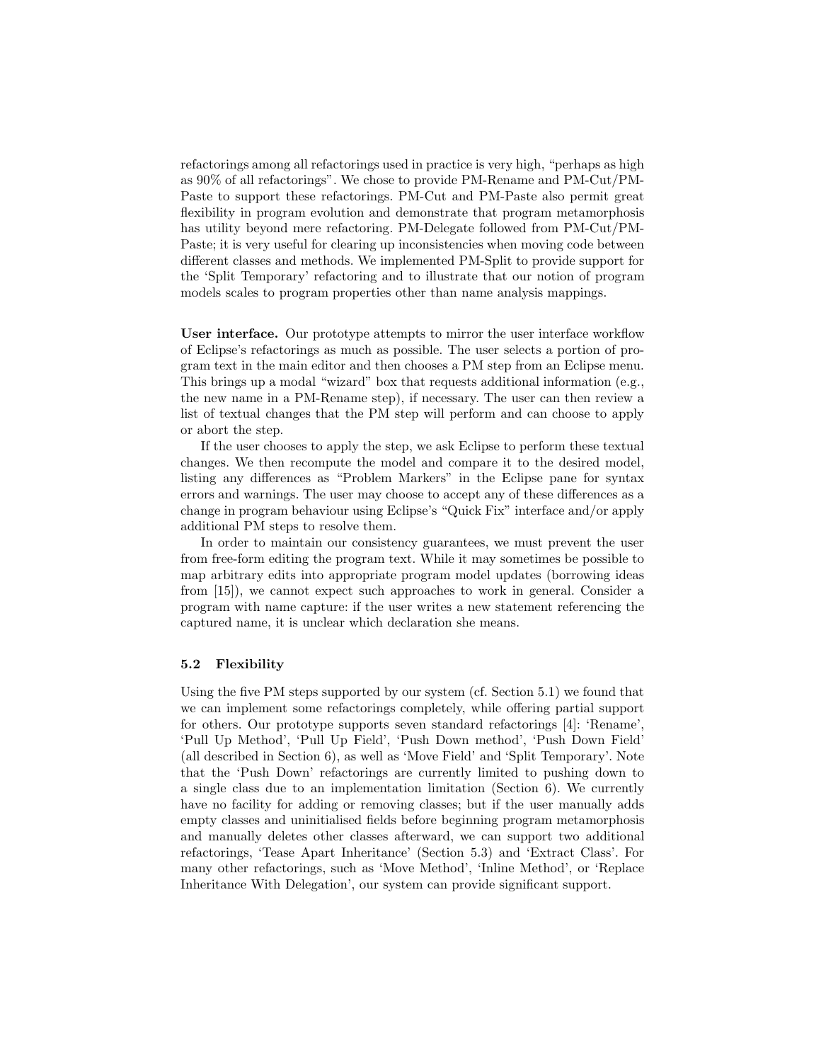refactorings among all refactorings used in practice is very high, "perhaps as high as 90% of all refactorings". We chose to provide PM-Rename and PM-Cut/PM-Paste to support these refactorings. PM-Cut and PM-Paste also permit great flexibility in program evolution and demonstrate that program metamorphosis has utility beyond mere refactoring. PM-Delegate followed from PM-Cut/PM-Paste; it is very useful for clearing up inconsistencies when moving code between different classes and methods. We implemented PM-Split to provide support for the 'Split Temporary' refactoring and to illustrate that our notion of program models scales to program properties other than name analysis mappings.

**User interface.** Our prototype attempts to mirror the user interface workflow of Eclipse's refactorings as much as possible. The user selects a portion of program text in the main editor and then chooses a PM step from an Eclipse menu. This brings up a modal "wizard" box that requests additional information (e.g., the new name in a PM-Rename step), if necessary. The user can then review a list of textual changes that the PM step will perform and can choose to apply or abort the step.

If the user chooses to apply the step, we ask Eclipse to perform these textual changes. We then recompute the model and compare it to the desired model, listing any differences as "Problem Markers" in the Eclipse pane for syntax errors and warnings. The user may choose to accept any of these differences as a change in program behaviour using Eclipse's "Quick Fix" interface and/or apply additional PM steps to resolve them.

In order to maintain our consistency guarantees, we must prevent the user from free-form editing the program text. While it may sometimes be possible to map arbitrary edits into appropriate program model updates (borrowing ideas from [15]), we cannot expect such approaches to work in general. Consider a program with name capture: if the user writes a new statement referencing the captured name, it is unclear which declaration she means.

### 5.2 Flexibility

Using the five PM steps supported by our system (cf. Section 5.1) we found that we can implement some refactorings completely, while offering partial support for others. Our prototype supports seven standard refactorings [4]: 'Rename', 'Pull Up Method', 'Pull Up Field', 'Push Down method', 'Push Down Field' (all described in Section 6), as well as 'Move Field' and 'Split Temporary'. Note that the 'Push Down' refactorings are currently limited to pushing down to a single class due to an implementation limitation (Section 6). We currently have no facility for adding or removing classes; but if the user manually adds empty classes and uninitialised fields before beginning program metamorphosis and manually deletes other classes afterward, we can support two additional refactorings, 'Tease Apart Inheritance' (Section 5.3) and 'Extract Class'. For many other refactorings, such as 'Move Method', 'Inline Method', or 'Replace Inheritance With Delegation', our system can provide significant support.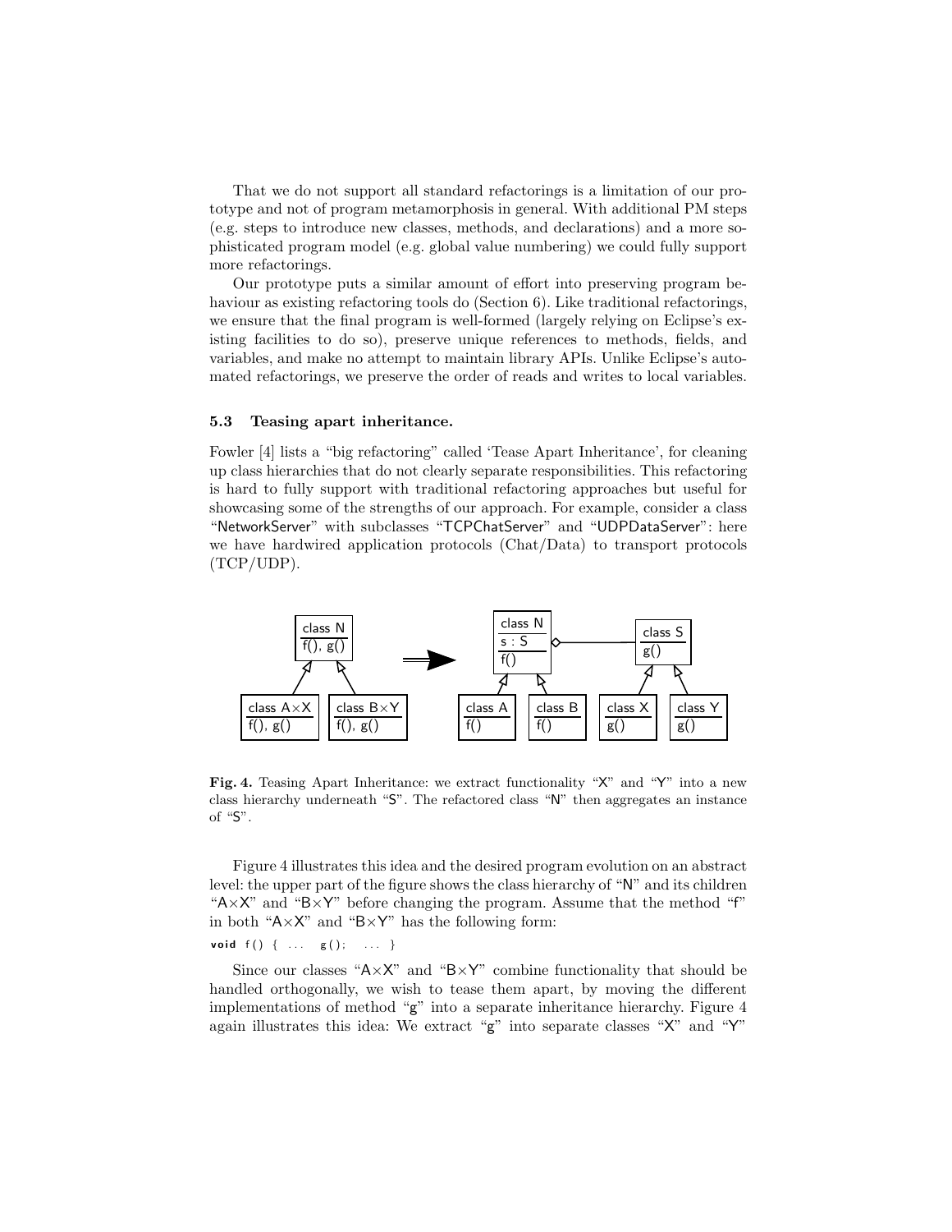That we do not support all standard refactorings is a limitation of our prototype and not of program metamorphosis in general. With additional PM steps (e.g. steps to introduce new classes, methods, and declarations) and a more sophisticated program model (e.g. global value numbering) we could fully support more refactorings.

Our prototype puts a similar amount of effort into preserving program behaviour as existing refactoring tools do (Section 6). Like traditional refactorings, we ensure that the final program is well-formed (largely relying on Eclipse's existing facilities to do so), preserve unique references to methods, fields, and variables, and make no attempt to maintain library APIs. Unlike Eclipse's automated refactorings, we preserve the order of reads and writes to local variables.

### 5.3 Teasing apart inheritance.

Fowler [4] lists a "big refactoring" called 'Tease Apart Inheritance', for cleaning up class hierarchies that do not clearly separate responsibilities. This refactoring is hard to fully support with traditional refactoring approaches but useful for showcasing some of the strengths of our approach. For example, consider a class "NetworkServer" with subclasses "TCPChatServer" and "UDPDataServer": here we have hardwired application protocols (Chat/Data) to transport protocols (TCP/UDP).

**Fig. 4.** Teasing Apart Inheritance: we extract functionality "X" and "Y" into a new class hierarchy underneath "S". The refactored class "N" then aggregates an instance of "S".

Figure 4 illustrates this idea and the desired program evolution on an abstract level: the upper part of the figure shows the class hierarchy of "N" and its children "A×X" and "B×Y" before changing the program. Assume that the method "f" in both "A×X" and "B×Y" has the following form:

```
void f() { ...  g();  ... }
```

Since our classes "A×X" and "B×Y" combine functionality that should be handled orthogonally, we wish to tease them apart, by moving the different implementations of method "g" into a separate inheritance hierarchy. Figure 4 again illustrates this idea: We extract "g" into separate classes "X" and "Y"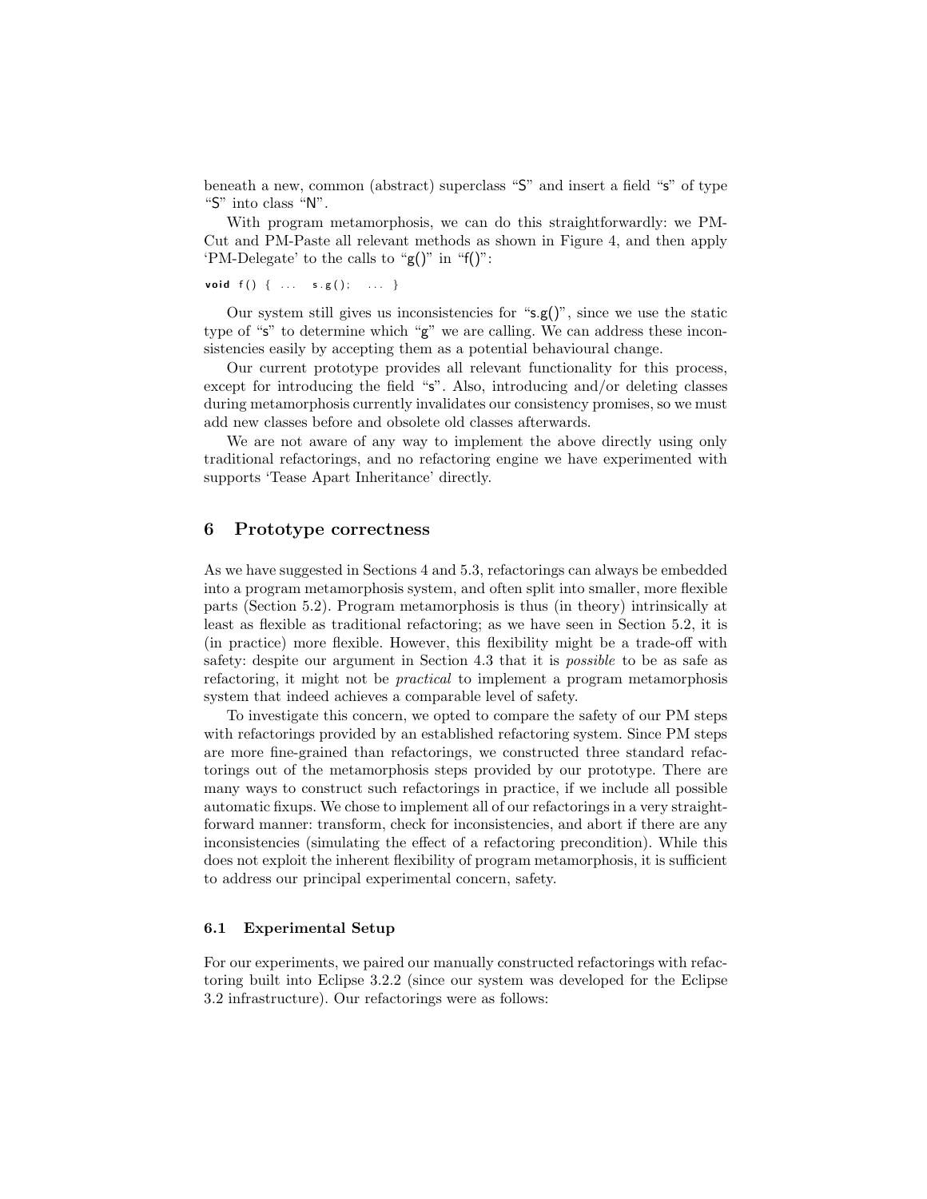beneath a new, common (abstract) superclass "S" and insert a field "s" of type "S" into class "N".

With program metamorphosis, we can do this straightforwardly: we PM-Cut and PM-Paste all relevant methods as shown in Figure 4, and then apply 'PM-Delegate' to the calls to "g()" in "f()":

```
void f() { ...  s.g();  ... }
```

Our system still gives us inconsistencies for "s.g()", since we use the static type of "s" to determine which "g" we are calling. We can address these inconsistencies easily by accepting them as a potential behavioural change.

Our current prototype provides all relevant functionality for this process, except for introducing the field "s". Also, introducing and/or deleting classes during metamorphosis currently invalidates our consistency promises, so we must add new classes before and obsolete old classes afterwards.

We are not aware of any way to implement the above directly using only traditional refactorings, and no refactoring engine we have experimented with supports 'Tease Apart Inheritance' directly.

## 6 Prototype correctness

As we have suggested in Sections 4 and 5.3, refactorings can always be embedded into a program metamorphosis system, and often split into smaller, more flexible parts (Section 5.2). Program metamorphosis is thus (in theory) intrinsically at least as flexible as traditional refactoring; as we have seen in Section 5.2, it is (in practice) more flexible. However, this flexibility might be a trade-off with safety: despite our argument in Section 4.3 that it is *possible* to be as safe as refactoring, it might not be *practical* to implement a program metamorphosis system that indeed achieves a comparable level of safety.

To investigate this concern, we opted to compare the safety of our PM steps with refactorings provided by an established refactoring system. Since PM steps are more fine-grained than refactorings, we constructed three standard refactorings out of the metamorphosis steps provided by our prototype. There are many ways to construct such refactorings in practice, if we include all possible automatic fixups. We chose to implement all of our refactorings in a very straightforward manner: transform, check for inconsistencies, and abort if there are any inconsistencies (simulating the effect of a refactoring precondition). While this does not exploit the inherent flexibility of program metamorphosis, it is sufficient to address our principal experimental concern, safety.

### 6.1 Experimental Setup

For our experiments, we paired our manually constructed refactorings with refactoring built into Eclipse 3.2.2 (since our system was developed for the Eclipse 3.2 infrastructure). Our refactorings were as follows: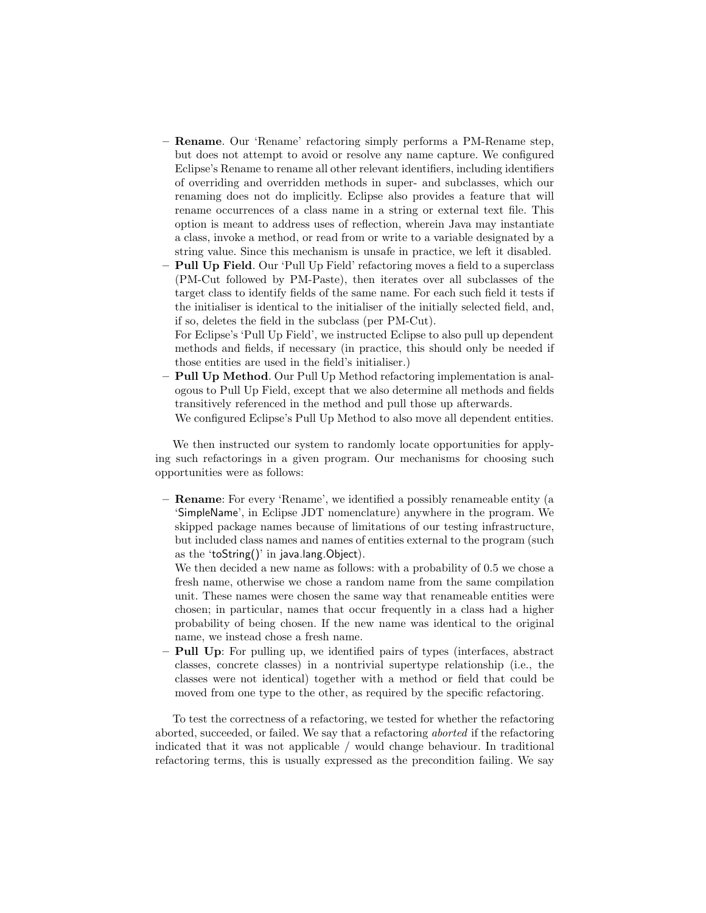- **Rename**. Our 'Rename' refactoring simply performs a PM-Rename step, but does not attempt to avoid or resolve any name capture. We configured Eclipse's Rename to rename all other relevant identifiers, including identifiers of overriding and overridden methods in super- and subclasses, which our renaming does not do implicitly. Eclipse also provides a feature that will rename occurrences of a class name in a string or external text file. This option is meant to address uses of reflection, wherein Java may instantiate a class, invoke a method, or read from or write to a variable designated by a string value. Since this mechanism is unsafe in practice, we left it disabled.
- **Pull Up Field**. Our 'Pull Up Field' refactoring moves a field to a superclass (PM-Cut followed by PM-Paste), then iterates over all subclasses of the target class to identify fields of the same name. For each such field it tests if the initialiser is identical to the initialiser of the initially selected field, and, if so, deletes the field in the subclass (per PM-Cut).

  For Eclipse's 'Pull Up Field', we instructed Eclipse to also pull up dependent methods and fields, if necessary (in practice, this should only be needed if those entities are used in the field's initialiser.)
- **Pull Up Method**. Our Pull Up Method refactoring implementation is analogous to Pull Up Field, except that we also determine all methods and fields transitively referenced in the method and pull those up afterwards.

  We configured Eclipse's Pull Up Method to also move all dependent entities.

We then instructed our system to randomly locate opportunities for applying such refactorings in a given program. Our mechanisms for choosing such opportunities were as follows:

- **Rename**: For every 'Rename', we identified a possibly renameable entity (a 'SimpleName', in Eclipse JDT nomenclature) anywhere in the program. We skipped package names because of limitations of our testing infrastructure, but included class names and names of entities external to the program (such as the 'toString()' in java.lang.Object).

  We then decided a new name as follows: with a probability of 0.5 we chose a fresh name, otherwise we chose a random name from the same compilation unit. These names were chosen the same way that renameable entities were chosen; in particular, names that occur frequently in a class had a higher probability of being chosen. If the new name was identical to the original name, we instead chose a fresh name.
- **Pull Up**: For pulling up, we identified pairs of types (interfaces, abstract classes, concrete classes) in a nontrivial supertype relationship (i.e., the classes were not identical) together with a method or field that could be moved from one type to the other, as required by the specific refactoring.

To test the correctness of a refactoring, we tested for whether the refactoring aborted, succeeded, or failed. We say that a refactoring *aborted* if the refactoring indicated that it was not applicable / would change behaviour. In traditional refactoring terms, this is usually expressed as the precondition failing. We say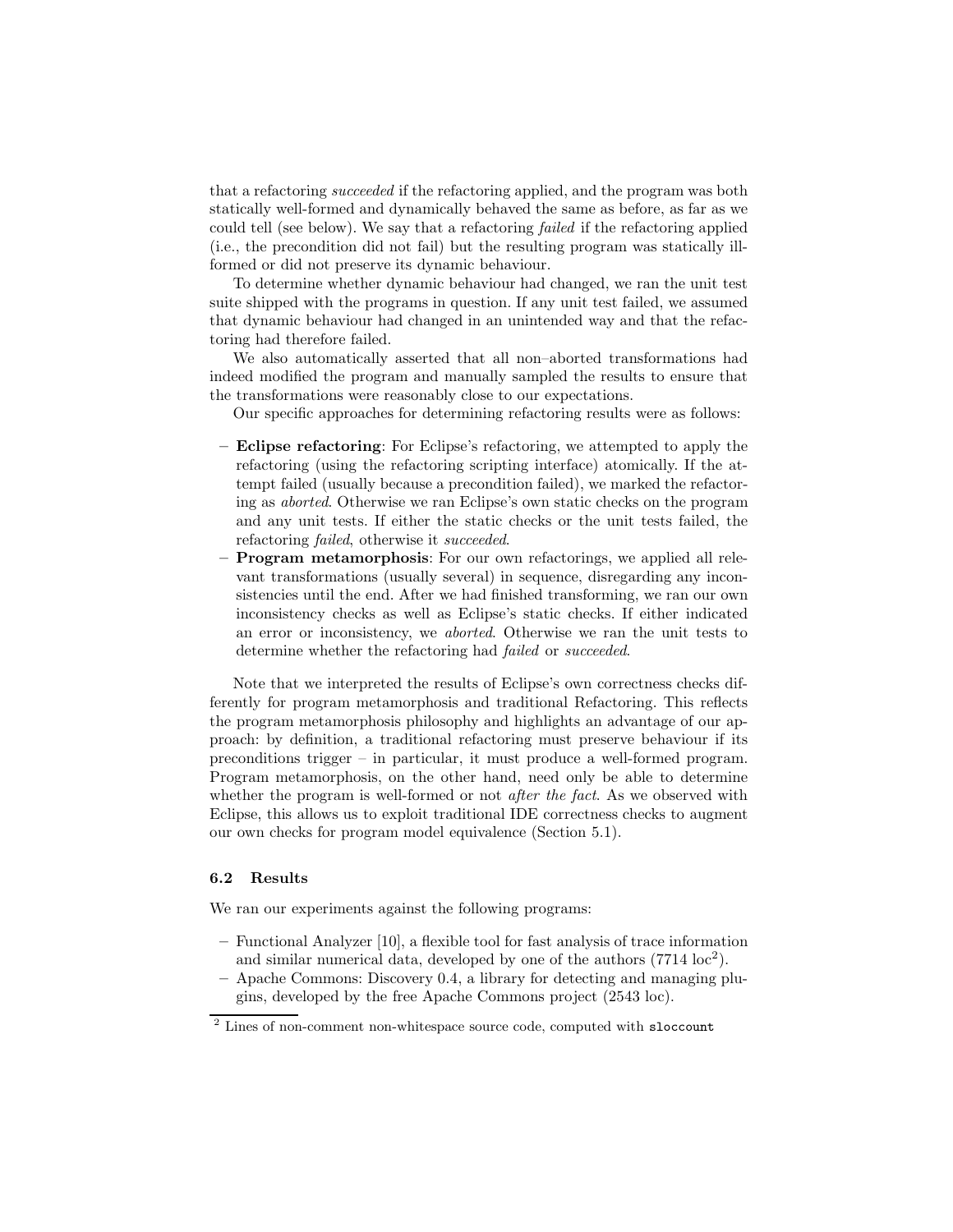that a refactoring *succeeded* if the refactoring applied, and the program was both statically well-formed and dynamically behaved the same as before, as far as we could tell (see below). We say that a refactoring *failed* if the refactoring applied (i.e., the precondition did not fail) but the resulting program was statically ill-formed or did not preserve its dynamic behaviour.

To determine whether dynamic behaviour had changed, we ran the unit test suite shipped with the programs in question. If any unit test failed, we assumed that dynamic behaviour had changed in an unintended way and that the refactoring had therefore failed.

We also automatically asserted that all non–aborted transformations had indeed modified the program and manually sampled the results to ensure that the transformations were reasonably close to our expectations.

Our specific approaches for determining refactoring results were as follows:

- **Eclipse refactoring**: For Eclipse's refactoring, we attempted to apply the refactoring (using the refactoring scripting interface) atomically. If the attempt failed (usually because a precondition failed), we marked the refactoring as *aborted*. Otherwise we ran Eclipse's own static checks on the program and any unit tests. If either the static checks or the unit tests failed, the refactoring *failed*, otherwise it *succeeded*.
- **Program metamorphosis**: For our own refactorings, we applied all relevant transformations (usually several) in sequence, disregarding any inconsistencies until the end. After we had finished transforming, we ran our own inconsistency checks as well as Eclipse's static checks. If either indicated an error or inconsistency, we *aborted*. Otherwise we ran the unit tests to determine whether the refactoring had *failed* or *succeeded*.

Note that we interpreted the results of Eclipse's own correctness checks differently for program metamorphosis and traditional Refactoring. This reflects the program metamorphosis philosophy and highlights an advantage of our approach: by definition, a traditional refactoring must preserve behaviour if its preconditions trigger – in particular, it must produce a well-formed program. Program metamorphosis, on the other hand, need only be able to determine whether the program is well-formed or not *after the fact*. As we observed with Eclipse, this allows us to exploit traditional IDE correctness checks to augment our own checks for program model equivalence (Section 5.1).

### 6.2 Results

We ran our experiments against the following programs:

- Functional Analyzer [10], a flexible tool for fast analysis of trace information and similar numerical data, developed by one of the authors (7714 loc[2]).
- Apache Commons: Discovery 0.4, a library for detecting and managing plugins, developed by the free Apache Commons project (2543 loc).

[2] Lines of non-comment non-whitespace source code, computed with `sloccount`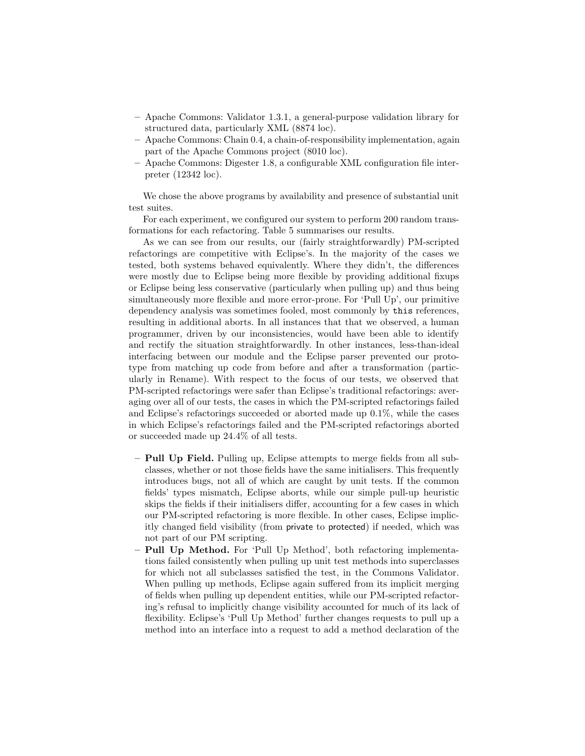- Apache Commons: Validator 1.3.1, a general-purpose validation library for structured data, particularly XML (8874 loc).
- Apache Commons: Chain 0.4, a chain-of-responsibility implementation, again part of the Apache Commons project (8010 loc).
- Apache Commons: Digester 1.8, a configurable XML configuration file interpreter (12342 loc).

We chose the above programs by availability and presence of substantial unit test suites.

For each experiment, we configured our system to perform 200 random transformations for each refactoring. Table 5 summarises our results.

As we can see from our results, our (fairly straightforwardly) PM-scripted refactorings are competitive with Eclipse's. In the majority of the cases we tested, both systems behaved equivalently. Where they didn't, the differences were mostly due to Eclipse being more flexible by providing additional fixups or Eclipse being less conservative (particularly when pulling up) and thus being simultaneously more flexible and more error-prone. For 'Pull Up', our primitive dependency analysis was sometimes fooled, most commonly by `this` references, resulting in additional aborts. In all instances that that we observed, a human programmer, driven by our inconsistencies, would have been able to identify and rectify the situation straightforwardly. In other instances, less-than-ideal interfacing between our module and the Eclipse parser prevented our prototype from matching up code from before and after a transformation (particularly in Rename). With respect to the focus of our tests, we observed that PM-scripted refactorings were safer than Eclipse's traditional refactorings: averaging over all of our tests, the cases in which the PM-scripted refactorings failed and Eclipse's refactorings succeeded or aborted made up 0.1%, while the cases in which Eclipse's refactorings failed and the PM-scripted refactorings aborted or succeeded made up 24.4% of all tests.

- **Pull Up Field.** Pulling up, Eclipse attempts to merge fields from all subclasses, whether or not those fields have the same initialisers. This frequently introduces bugs, not all of which are caught by unit tests. If the common fields' types mismatch, Eclipse aborts, while our simple pull-up heuristic skips the fields if their initialisers differ, accounting for a few cases in which our PM-scripted refactoring is more flexible. In other cases, Eclipse implicitly changed field visibility (from `private` to `protected`) if needed, which was not part of our PM scripting.
- **Pull Up Method.** For 'Pull Up Method', both refactoring implementations failed consistently when pulling up unit test methods into superclasses for which not all subclasses satisfied the test, in the Commons Validator. When pulling up methods, Eclipse again suffered from its implicit merging of fields when pulling up dependent entities, while our PM-scripted refactoring's refusal to implicitly change visibility accounted for much of its lack of flexibility. Eclipse's 'Pull Up Method' further changes requests to pull up a method into an interface into a request to add a method declaration of the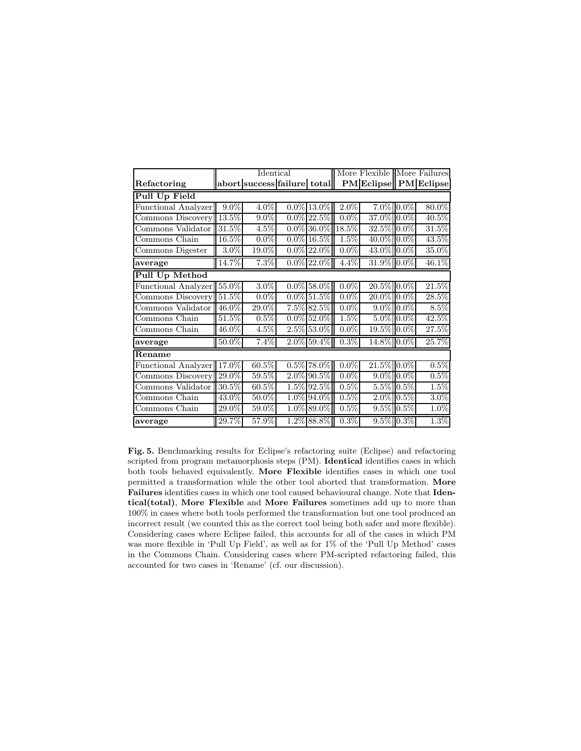| Refactoring | Identical | | | | More Flexible | | More Failures | |
|---|---|---|---|---|---|---|---|---|
| | **abort** | **success** | **failure** | **total** | **PM** | **Eclipse** | **PM** | **Eclipse** |
| **Pull Up Field** | | | | | | | | |
| Functional Analyzer | 9.0% | 4.0% | 0.0% | 13.0% | 2.0% | 7.0% | 0.0% | 80.0% |
| Commons Discovery | 13.5% | 9.0% | 0.0% | 22.5% | 0.0% | 37.0% | 0.0% | 40.5% |
| Commons Validator | 31.5% | 4.5% | 0.0% | 36.0% | 18.5% | 32.5% | 0.0% | 31.5% |
| Commons Chain | 16.5% | 0.0% | 0.0% | 16.5% | 1.5% | 40.0% | 0.0% | 43.5% |
| Commons Digester | 3.0% | 19.0% | 0.0% | 22.0% | 0.0% | 43.0% | 0.0% | 35.0% |
| **average** | 14.7% | 7.3% | 0.0% | 22.0% | 4.4% | 31.9% | 0.0% | 46.1% |
| **Pull Up Method** | | | | | | | | |
| Functional Analyzer | 55.0% | 3.0% | 0.0% | 58.0% | 0.0% | 20.5% | 0.0% | 21.5% |
| Commons Discovery | 51.5% | 0.0% | 0.0% | 51.5% | 0.0% | 20.0% | 0.0% | 28.5% |
| Commons Validator | 46.0% | 29.0% | 7.5% | 82.5% | 0.0% | 9.0% | 0.0% | 8.5% |
| Commons Chain | 51.5% | 0.5% | 0.0% | 52.0% | 1.5% | 5.0% | 0.0% | 42.5% |
| Commons Chain | 46.0% | 4.5% | 2.5% | 53.0% | 0.0% | 19.5% | 0.0% | 27.5% |
| **average** | 50.0% | 7.4% | 2.0% | 59.4% | 0.3% | 14.8% | 0.0% | 25.7% |
| **Rename** | | | | | | | | |
| Functional Analyzer | 17.0% | 60.5% | 0.5% | 78.0% | 0.0% | 21.5% | 0.0% | 0.5% |
| Commons Discovery | 29.0% | 59.5% | 2.0% | 90.5% | 0.0% | 9.0% | 0.0% | 0.5% |
| Commons Validator | 30.5% | 60.5% | 1.5% | 92.5% | 0.5% | 5.5% | 0.5% | 1.5% |
| Commons Chain | 43.0% | 50.0% | 1.0% | 94.0% | 0.5% | 2.0% | 0.5% | 3.0% |
| Commons Chain | 29.0% | 59.0% | 1.0% | 89.0% | 0.5% | 9.5% | 0.5% | 1.0% |
| **average** | 29.7% | 57.9% | 1.2% | 88.8% | 0.3% | 9.5% | 0.3% | 1.3% |

**Fig. 5.** Benchmarking results for Eclipse's refactoring suite (Eclipse) and refactoring scripted from program metamorphosis steps (PM). **Identical** identifies cases in which both tools behaved equivalently. **More Flexible** identifies cases in which one tool permitted a transformation while the other tool aborted that transformation. **More Failures** identifies cases in which one tool caused behavioural change. Note that **Identical(total)**, **More Flexible** and **More Failures** sometimes add up to more than 100% in cases where both tools performed the transformation but one tool produced an incorrect result (we counted this as the correct tool being both safer and more flexible). Considering cases where Eclipse failed, this accounts for all of the cases in which PM was more flexible in 'Pull Up Field', as well as for 1% of the 'Pull Up Method' cases in the Commons Chain. Considering cases where PM-scripted refactoring failed, this accounted for two cases in 'Rename' (cf. our discussion).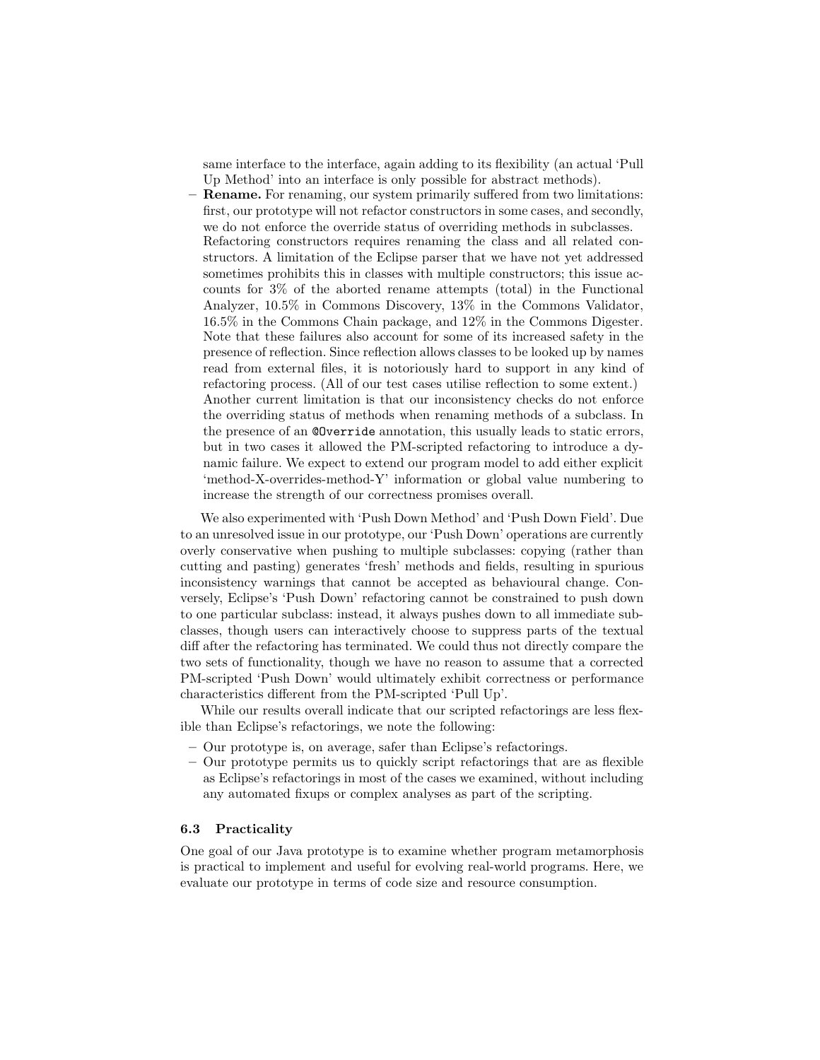same interface to the interface, again adding to its flexibility (an actual 'Pull Up Method' into an interface is only possible for abstract methods).

- **Rename.** For renaming, our system primarily suffered from two limitations: first, our prototype will not refactor constructors in some cases, and secondly, we do not enforce the override status of overriding methods in subclasses. Refactoring constructors requires renaming the class and all related constructors. A limitation of the Eclipse parser that we have not yet addressed sometimes prohibits this in classes with multiple constructors; this issue accounts for 3% of the aborted rename attempts (total) in the Functional Analyzer, 10.5% in Commons Discovery, 13% in the Commons Validator, 16.5% in the Commons Chain package, and 12% in the Commons Digester. Note that these failures also account for some of its increased safety in the presence of reflection. Since reflection allows classes to be looked up by names read from external files, it is notoriously hard to support in any kind of refactoring process. (All of our test cases utilise reflection to some extent.) Another current limitation is that our inconsistency checks do not enforce the overriding status of methods when renaming methods of a subclass. In the presence of an `@Override` annotation, this usually leads to static errors, but in two cases it allowed the PM-scripted refactoring to introduce a dynamic failure. We expect to extend our program model to add either explicit 'method-X-overrides-method-Y' information or global value numbering to increase the strength of our correctness promises overall.

We also experimented with 'Push Down Method' and 'Push Down Field'. Due to an unresolved issue in our prototype, our 'Push Down' operations are currently overly conservative when pushing to multiple subclasses: copying (rather than cutting and pasting) generates 'fresh' methods and fields, resulting in spurious inconsistency warnings that cannot be accepted as behavioural change. Conversely, Eclipse's 'Push Down' refactoring cannot be constrained to push down to one particular subclass: instead, it always pushes down to all immediate subclasses, though users can interactively choose to suppress parts of the textual diff after the refactoring has terminated. We could thus not directly compare the two sets of functionality, though we have no reason to assume that a corrected PM-scripted 'Push Down' would ultimately exhibit correctness or performance characteristics different from the PM-scripted 'Pull Up'.

While our results overall indicate that our scripted refactorings are less flexible than Eclipse's refactorings, we note the following:

- Our prototype is, on average, safer than Eclipse's refactorings.
- Our prototype permits us to quickly script refactorings that are as flexible as Eclipse's refactorings in most of the cases we examined, without including any automated fixups or complex analyses as part of the scripting.

### 6.3 Practicality

One goal of our Java prototype is to examine whether program metamorphosis is practical to implement and useful for evolving real-world programs. Here, we evaluate our prototype in terms of code size and resource consumption.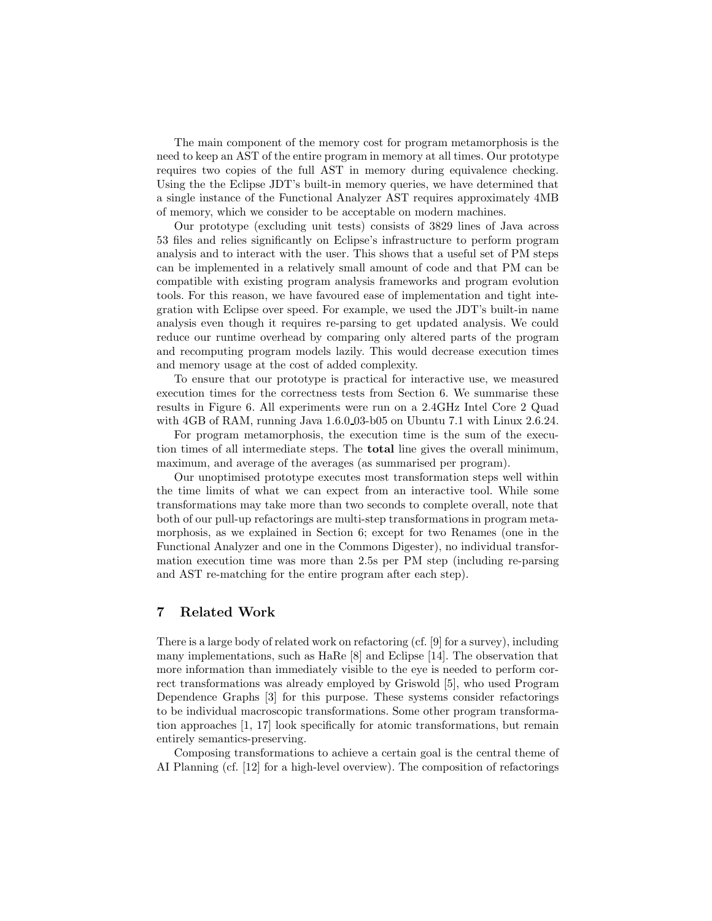The main component of the memory cost for program metamorphosis is the need to keep an AST of the entire program in memory at all times. Our prototype requires two copies of the full AST in memory during equivalence checking. Using the the Eclipse JDT's built-in memory queries, we have determined that a single instance of the Functional Analyzer AST requires approximately 4MB of memory, which we consider to be acceptable on modern machines.

Our prototype (excluding unit tests) consists of 3829 lines of Java across 53 files and relies significantly on Eclipse's infrastructure to perform program analysis and to interact with the user. This shows that a useful set of PM steps can be implemented in a relatively small amount of code and that PM can be compatible with existing program analysis frameworks and program evolution tools. For this reason, we have favoured ease of implementation and tight integration with Eclipse over speed. For example, we used the JDT's built-in name analysis even though it requires re-parsing to get updated analysis. We could reduce our runtime overhead by comparing only altered parts of the program and recomputing program models lazily. This would decrease execution times and memory usage at the cost of added complexity.

To ensure that our prototype is practical for interactive use, we measured execution times for the correctness tests from Section 6. We summarise these results in Figure 6. All experiments were run on a 2.4GHz Intel Core 2 Quad with 4GB of RAM, running Java 1.6.0_03-b05 on Ubuntu 7.1 with Linux 2.6.24.

For program metamorphosis, the execution time is the sum of the execution times of all intermediate steps. The **total** line gives the overall minimum, maximum, and average of the averages (as summarised per program).

Our unoptimised prototype executes most transformation steps well within the time limits of what we can expect from an interactive tool. While some transformations may take more than two seconds to complete overall, note that both of our pull-up refactorings are multi-step transformations in program metamorphosis, as we explained in Section 6; except for two Renames (one in the Functional Analyzer and one in the Commons Digester), no individual transformation execution time was more than 2.5s per PM step (including re-parsing and AST re-matching for the entire program after each step).

## 7 Related Work

There is a large body of related work on refactoring (cf. [9] for a survey), including many implementations, such as HaRe [8] and Eclipse [14]. The observation that more information than immediately visible to the eye is needed to perform correct transformations was already employed by Griswold [5], who used Program Dependence Graphs [3] for this purpose. These systems consider refactorings to be individual macroscopic transformations. Some other program transformation approaches [1, 17] look specifically for atomic transformations, but remain entirely semantics-preserving.

Composing transformations to achieve a certain goal is the central theme of AI Planning (cf. [12] for a high-level overview). The composition of refactorings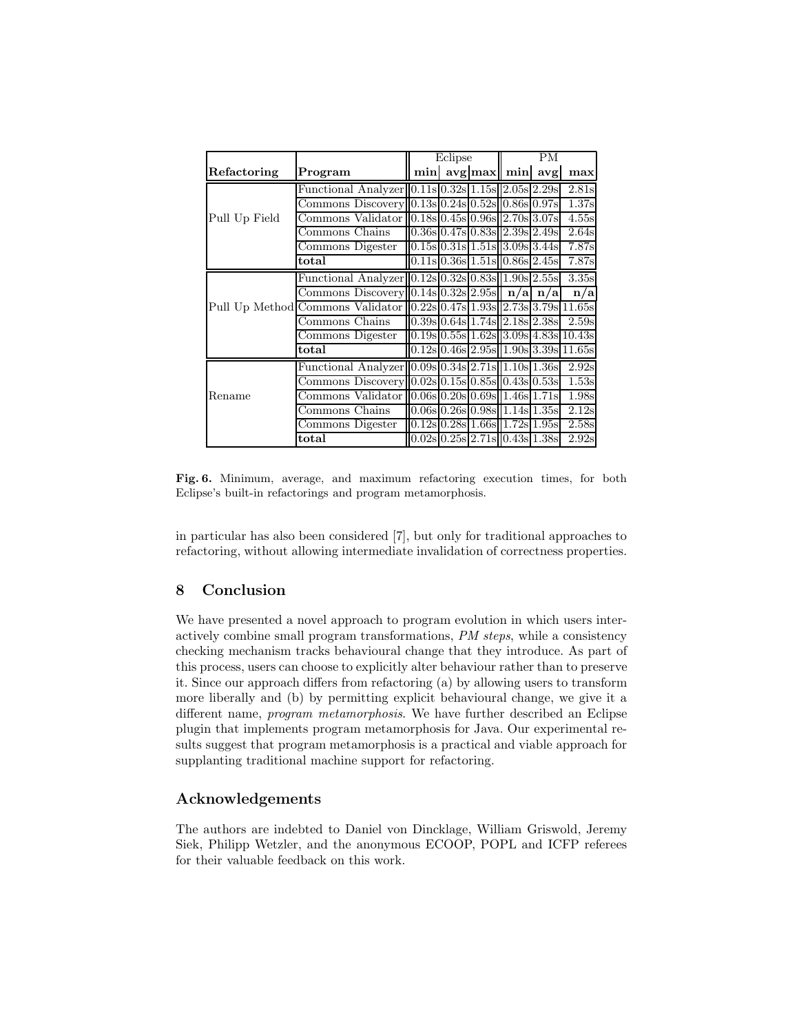| Refactoring | Program | Eclipse | | | PM | | |
|---|---|---|---|---|---|---|---|
| | | min | avg | max | min | avg | max |
| Pull Up Field | Functional Analyzer | 0.11s | 0.32s | 1.15s | 2.05s | 2.29s | 2.81s |
| | Commons Discovery | 0.13s | 0.24s | 0.52s | 0.86s | 0.97s | 1.37s |
| | Commons Validator | 0.18s | 0.45s | 0.96s | 2.70s | 3.07s | 4.55s |
| | Commons Chains | 0.36s | 0.47s | 0.83s | 2.39s | 2.49s | 2.64s |
| | Commons Digester | 0.15s | 0.31s | 1.51s | 3.09s | 3.44s | 7.87s |
| | **total** | 0.11s | 0.36s | 1.51s | 0.86s | 2.45s | 7.87s |
| Pull Up Method | Functional Analyzer | 0.12s | 0.32s | 0.83s | 1.90s | 2.55s | 3.35s |
| | Commons Discovery | 0.14s | 0.32s | 2.95s | **n/a** | **n/a** | **n/a** |
| | Commons Validator | 0.22s | 0.47s | 1.93s | 2.73s | 3.79s | 11.65s |
| | Commons Chains | 0.39s | 0.64s | 1.74s | 2.18s | 2.38s | 2.59s |
| | Commons Digester | 0.19s | 0.55s | 1.62s | 3.09s | 4.83s | 10.43s |
| | **total** | 0.12s | 0.46s | 2.95s | 1.90s | 3.39s | 11.65s |
| Rename | Functional Analyzer | 0.09s | 0.34s | 2.71s | 1.10s | 1.36s | 2.92s |
| | Commons Discovery | 0.02s | 0.15s | 0.85s | 0.43s | 0.53s | 1.53s |
| | Commons Validator | 0.06s | 0.20s | 0.69s | 1.46s | 1.71s | 1.98s |
| | Commons Chains | 0.06s | 0.26s | 0.98s | 1.14s | 1.35s | 2.12s |
| | Commons Digester | 0.12s | 0.28s | 1.66s | 1.72s | 1.95s | 2.58s |
| | **total** | 0.02s | 0.25s | 2.71s | 0.43s | 1.38s | 2.92s |

**Fig. 6.** Minimum, average, and maximum refactoring execution times, for both Eclipse's built-in refactorings and program metamorphosis.

in particular has also been considered [7], but only for traditional approaches to refactoring, without allowing intermediate invalidation of correctness properties.

## 8 Conclusion

We have presented a novel approach to program evolution in which users interactively combine small program transformations, *PM steps*, while a consistency checking mechanism tracks behavioural change that they introduce. As part of this process, users can choose to explicitly alter behaviour rather than to preserve it. Since our approach differs from refactoring (a) by allowing users to transform more liberally and (b) by permitting explicit behavioural change, we give it a different name, *program metamorphosis*. We have further described an Eclipse plugin that implements program metamorphosis for Java. Our experimental results suggest that program metamorphosis is a practical and viable approach for supplanting traditional machine support for refactoring.

## Acknowledgements

The authors are indebted to Daniel von Dincklage, William Griswold, Jeremy Siek, Philipp Wetzler, and the anonymous ECOOP, POPL and ICFP referees for their valuable feedback on this work.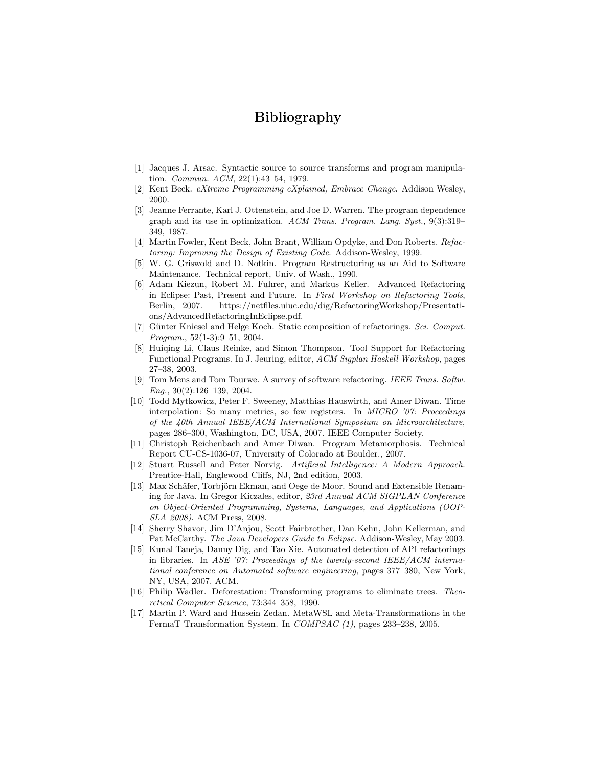# Bibliography

[1] Jacques J. Arsac. Syntactic source to source transforms and program manipulation. *Commun. ACM*, 22(1):43–54, 1979.

[2] Kent Beck. *eXtreme Programming eXplained, Embrace Change*. Addison Wesley, 2000.

[3] Jeanne Ferrante, Karl J. Ottenstein, and Joe D. Warren. The program dependence graph and its use in optimization. *ACM Trans. Program. Lang. Syst.*, 9(3):319–349, 1987.

[4] Martin Fowler, Kent Beck, John Brant, William Opdyke, and Don Roberts. *Refactoring: Improving the Design of Existing Code*. Addison-Wesley, 1999.

[5] W. G. Griswold and D. Notkin. Program Restructuring as an Aid to Software Maintenance. Technical report, Univ. of Wash., 1990.

[6] Adam Kiezun, Robert M. Fuhrer, and Markus Keller. Advanced Refactoring in Eclipse: Past, Present and Future. In *First Workshop on Refactoring Tools*, Berlin, 2007. https://netfiles.uiuc.edu/dig/RefactoringWorkshop/Presentations/AdvancedRefactoringInEclipse.pdf.

[7] Günter Kniesel and Helge Koch. Static composition of refactorings. *Sci. Comput. Program.*, 52(1-3):9–51, 2004.

[8] Huiqing Li, Claus Reinke, and Simon Thompson. Tool Support for Refactoring Functional Programs. In J. Jeuring, editor, *ACM Sigplan Haskell Workshop*, pages 27–38, 2003.

[9] Tom Mens and Tom Tourwe. A survey of software refactoring. *IEEE Trans. Softw. Eng.*, 30(2):126–139, 2004.

[10] Todd Mytkowicz, Peter F. Sweeney, Matthias Hauswirth, and Amer Diwan. Time interpolation: So many metrics, so few registers. In *MICRO '07: Proceedings of the 40th Annual IEEE/ACM International Symposium on Microarchitecture*, pages 286–300, Washington, DC, USA, 2007. IEEE Computer Society.

[11] Christoph Reichenbach and Amer Diwan. Program Metamorphosis. Technical Report CU-CS-1036-07, University of Colorado at Boulder., 2007.

[12] Stuart Russell and Peter Norvig. *Artificial Intelligence: A Modern Approach*. Prentice-Hall, Englewood Cliffs, NJ, 2nd edition, 2003.

[13] Max Schäfer, Torbjörn Ekman, and Oege de Moor. Sound and Extensible Renaming for Java. In Gregor Kiczales, editor, *23rd Annual ACM SIGPLAN Conference on Object-Oriented Programming, Systems, Languages, and Applications (OOPSLA 2008)*. ACM Press, 2008.

[14] Sherry Shavor, Jim D'Anjou, Scott Fairbrother, Dan Kehn, John Kellerman, and Pat McCarthy. *The Java Developers Guide to Eclipse*. Addison-Wesley, May 2003.

[15] Kunal Taneja, Danny Dig, and Tao Xie. Automated detection of API refactorings in libraries. In *ASE '07: Proceedings of the twenty-second IEEE/ACM international conference on Automated software engineering*, pages 377–380, New York, NY, USA, 2007. ACM.

[16] Philip Wadler. Deforestation: Transforming programs to eliminate trees. *Theoretical Computer Science*, 73:344–358, 1990.

[17] Martin P. Ward and Hussein Zedan. MetaWSL and Meta-Transformations in the FermaT Transformation System. In *COMPSAC (1)*, pages 233–238, 2005.